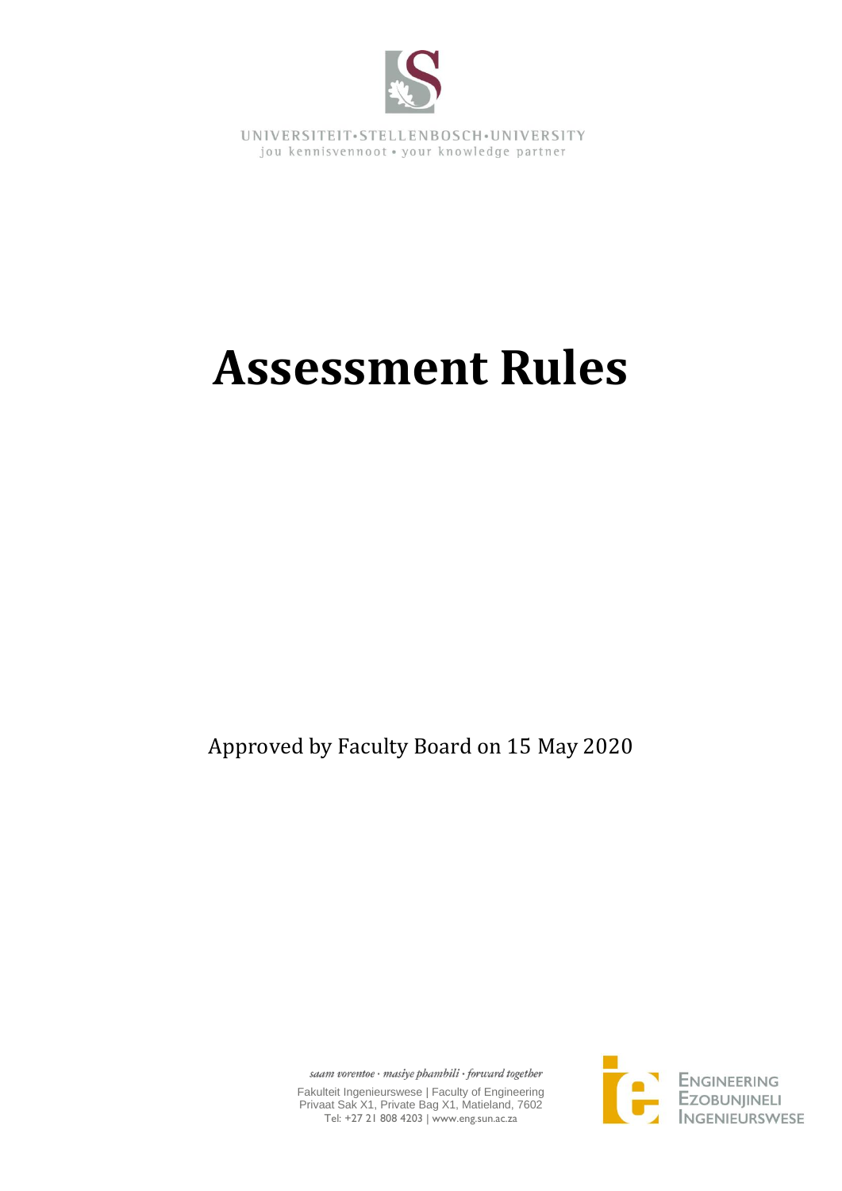UNIVERSITEIT•STELLENBOSCH•UNIVERSITY
jou kennisvennoot • your knowledge partner

# Assessment Rules

Approved by Faculty Board on 15 May 2020

*saam vorentoe · masiye phambili · forward together*

Fakulteit Ingenieurswese | Faculty of Engineering
Privaat Sak X1, Private Bag X1, Matieland, 7602
Tel: +27 21 808 4203 | www.eng.sun.ac.za

ENGINEERING
EZOBUNJINELI
INGENIEURSWESE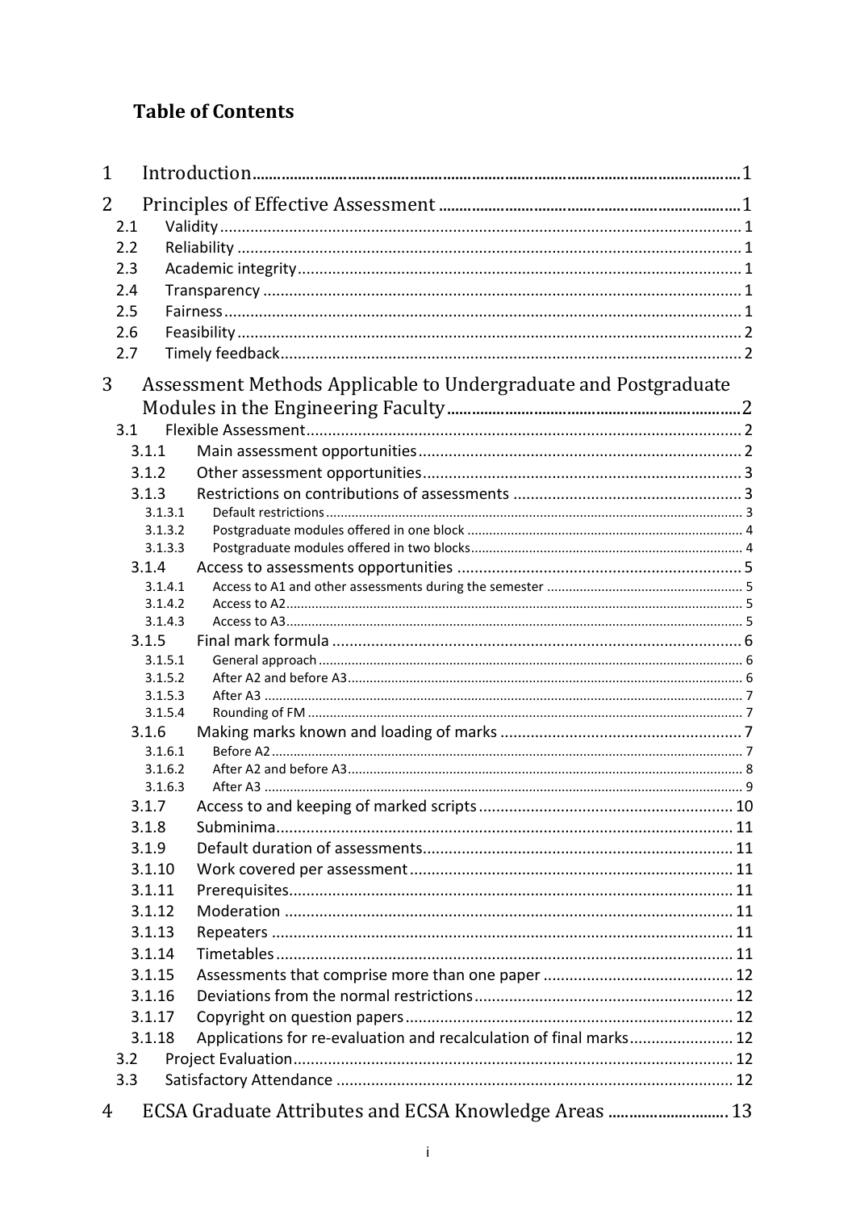## Table of Contents

1 Introduction ........ 1
2 Principles of Effective Assessment ........ 1
- 2.1 Validity ........ 1
- 2.2 Reliability ........ 1
- 2.3 Academic integrity ........ 1
- 2.4 Transparency ........ 1
- 2.5 Fairness ........ 1
- 2.6 Feasibility ........ 2
- 2.7 Timely feedback ........ 2

3 Assessment Methods Applicable to Undergraduate and Postgraduate Modules in the Engineering Faculty ........ 2
- 3.1 Flexible Assessment ........ 2
  - 3.1.1 Main assessment opportunities ........ 2
  - 3.1.2 Other assessment opportunities ........ 3
  - 3.1.3 Restrictions on contributions of assessments ........ 3
    - 3.1.3.1 Default restrictions ........ 3
    - 3.1.3.2 Postgraduate modules offered in one block ........ 4
    - 3.1.3.3 Postgraduate modules offered in two blocks ........ 4
  - 3.1.4 Access to assessments opportunities ........ 5
    - 3.1.4.1 Access to A1 and other assessments during the semester ........ 5
    - 3.1.4.2 Access to A2 ........ 5
    - 3.1.4.3 Access to A3 ........ 5
  - 3.1.5 Final mark formula ........ 6
    - 3.1.5.1 General approach ........ 6
    - 3.1.5.2 After A2 and before A3 ........ 6
    - 3.1.5.3 After A3 ........ 7
    - 3.1.5.4 Rounding of FM ........ 7
  - 3.1.6 Making marks known and loading of marks ........ 7
    - 3.1.6.1 Before A2 ........ 7
    - 3.1.6.2 After A2 and before A3 ........ 8
    - 3.1.6.3 After A3 ........ 9
  - 3.1.7 Access to and keeping of marked scripts ........ 10
  - 3.1.8 Subminima ........ 11
  - 3.1.9 Default duration of assessments ........ 11
  - 3.1.10 Work covered per assessment ........ 11
  - 3.1.11 Prerequisites ........ 11
  - 3.1.12 Moderation ........ 11
  - 3.1.13 Repeaters ........ 11
  - 3.1.14 Timetables ........ 11
  - 3.1.15 Assessments that comprise more than one paper ........ 12
  - 3.1.16 Deviations from the normal restrictions ........ 12
  - 3.1.17 Copyright on question papers ........ 12
  - 3.1.18 Applications for re-evaluation and recalculation of final marks ........ 12
- 3.2 Project Evaluation ........ 12
- 3.3 Satisfactory Attendance ........ 12

4 ECSA Graduate Attributes and ECSA Knowledge Areas ........ 13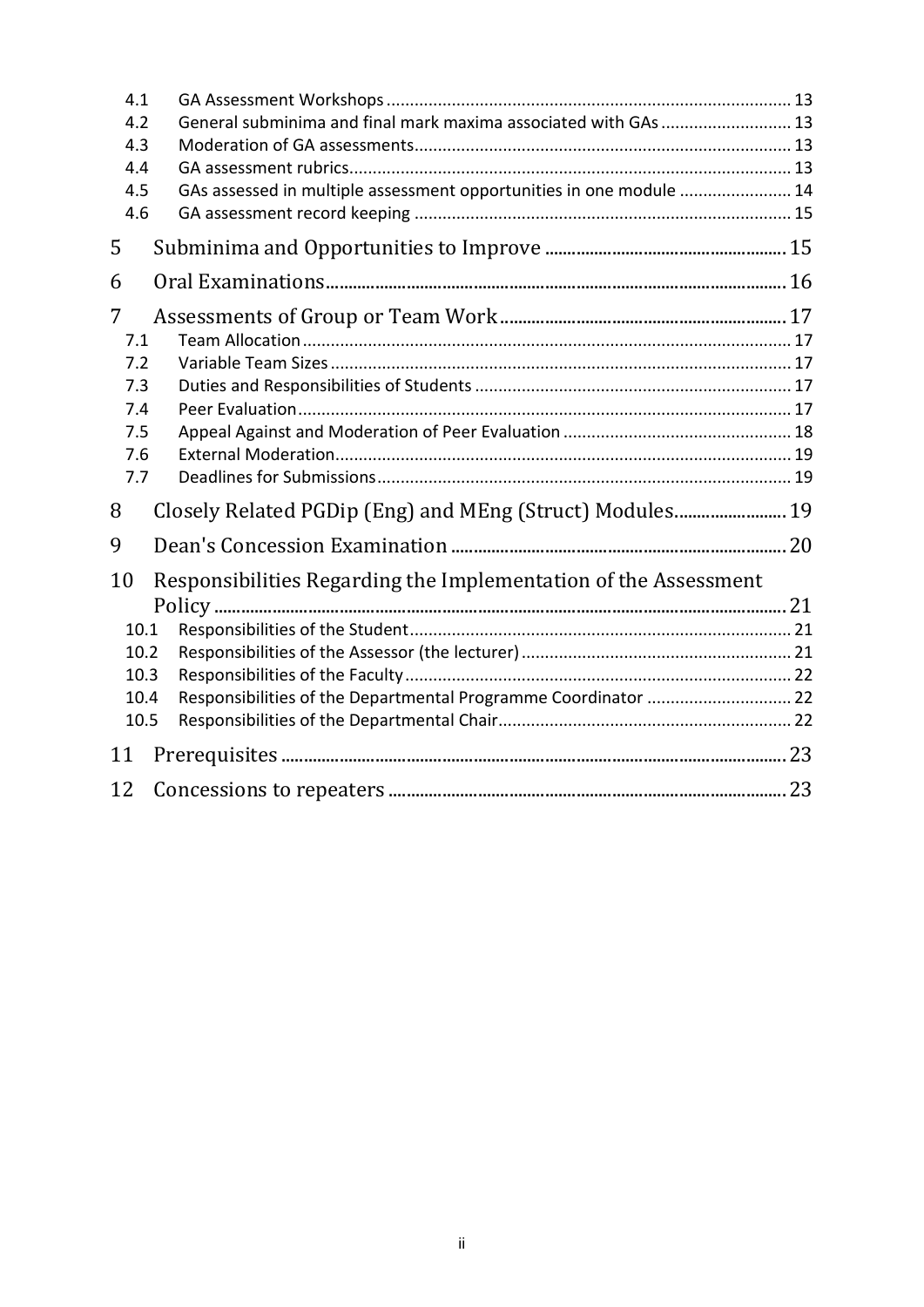4.1 GA Assessment Workshops ..... 13
4.2 General subminima and final mark maxima associated with GAs ..... 13
4.3 Moderation of GA assessments ..... 13
4.4 GA assessment rubrics ..... 13
4.5 GAs assessed in multiple assessment opportunities in one module ..... 14
4.6 GA assessment record keeping ..... 15

5 Subminima and Opportunities to Improve ..... 15

6 Oral Examinations ..... 16

7 Assessments of Group or Team Work ..... 17
7.1 Team Allocation ..... 17
7.2 Variable Team Sizes ..... 17
7.3 Duties and Responsibilities of Students ..... 17
7.4 Peer Evaluation ..... 17
7.5 Appeal Against and Moderation of Peer Evaluation ..... 18
7.6 External Moderation ..... 19
7.7 Deadlines for Submissions ..... 19

8 Closely Related PGDip (Eng) and MEng (Struct) Modules ..... 19

9 Dean's Concession Examination ..... 20

10 Responsibilities Regarding the Implementation of the Assessment Policy ..... 21
10.1 Responsibilities of the Student ..... 21
10.2 Responsibilities of the Assessor (the lecturer) ..... 21
10.3 Responsibilities of the Faculty ..... 22
10.4 Responsibilities of the Departmental Programme Coordinator ..... 22
10.5 Responsibilities of the Departmental Chair ..... 22

11 Prerequisites ..... 23

12 Concessions to repeaters ..... 23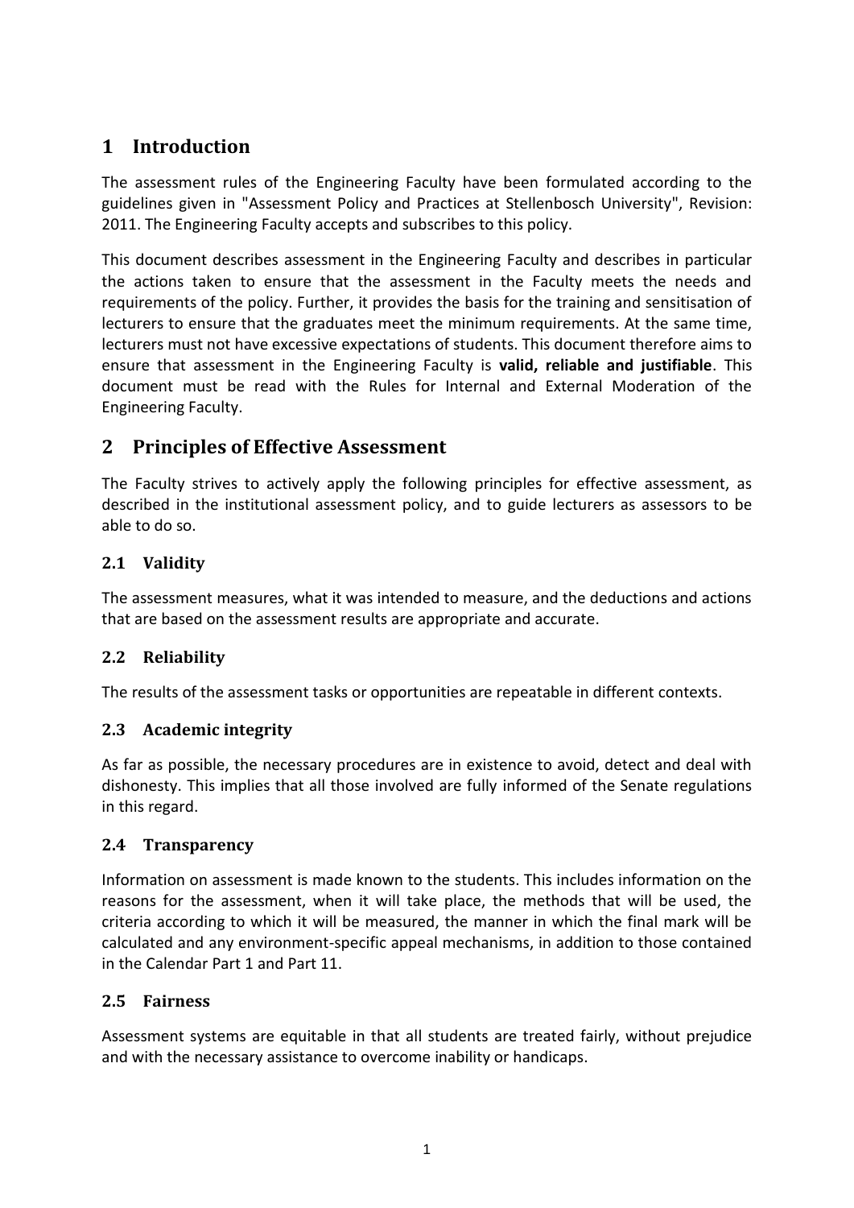# 1 Introduction

The assessment rules of the Engineering Faculty have been formulated according to the guidelines given in "Assessment Policy and Practices at Stellenbosch University", Revision: 2011. The Engineering Faculty accepts and subscribes to this policy.

This document describes assessment in the Engineering Faculty and describes in particular the actions taken to ensure that the assessment in the Faculty meets the needs and requirements of the policy. Further, it provides the basis for the training and sensitisation of lecturers to ensure that the graduates meet the minimum requirements. At the same time, lecturers must not have excessive expectations of students. This document therefore aims to ensure that assessment in the Engineering Faculty is **valid, reliable and justifiable**. This document must be read with the Rules for Internal and External Moderation of the Engineering Faculty.

# 2 Principles of Effective Assessment

The Faculty strives to actively apply the following principles for effective assessment, as described in the institutional assessment policy, and to guide lecturers as assessors to be able to do so.

## 2.1 Validity

The assessment measures, what it was intended to measure, and the deductions and actions that are based on the assessment results are appropriate and accurate.

## 2.2 Reliability

The results of the assessment tasks or opportunities are repeatable in different contexts.

## 2.3 Academic integrity

As far as possible, the necessary procedures are in existence to avoid, detect and deal with dishonesty. This implies that all those involved are fully informed of the Senate regulations in this regard.

## 2.4 Transparency

Information on assessment is made known to the students. This includes information on the reasons for the assessment, when it will take place, the methods that will be used, the criteria according to which it will be measured, the manner in which the final mark will be calculated and any environment-specific appeal mechanisms, in addition to those contained in the Calendar Part 1 and Part 11.

## 2.5 Fairness

Assessment systems are equitable in that all students are treated fairly, without prejudice and with the necessary assistance to overcome inability or handicaps.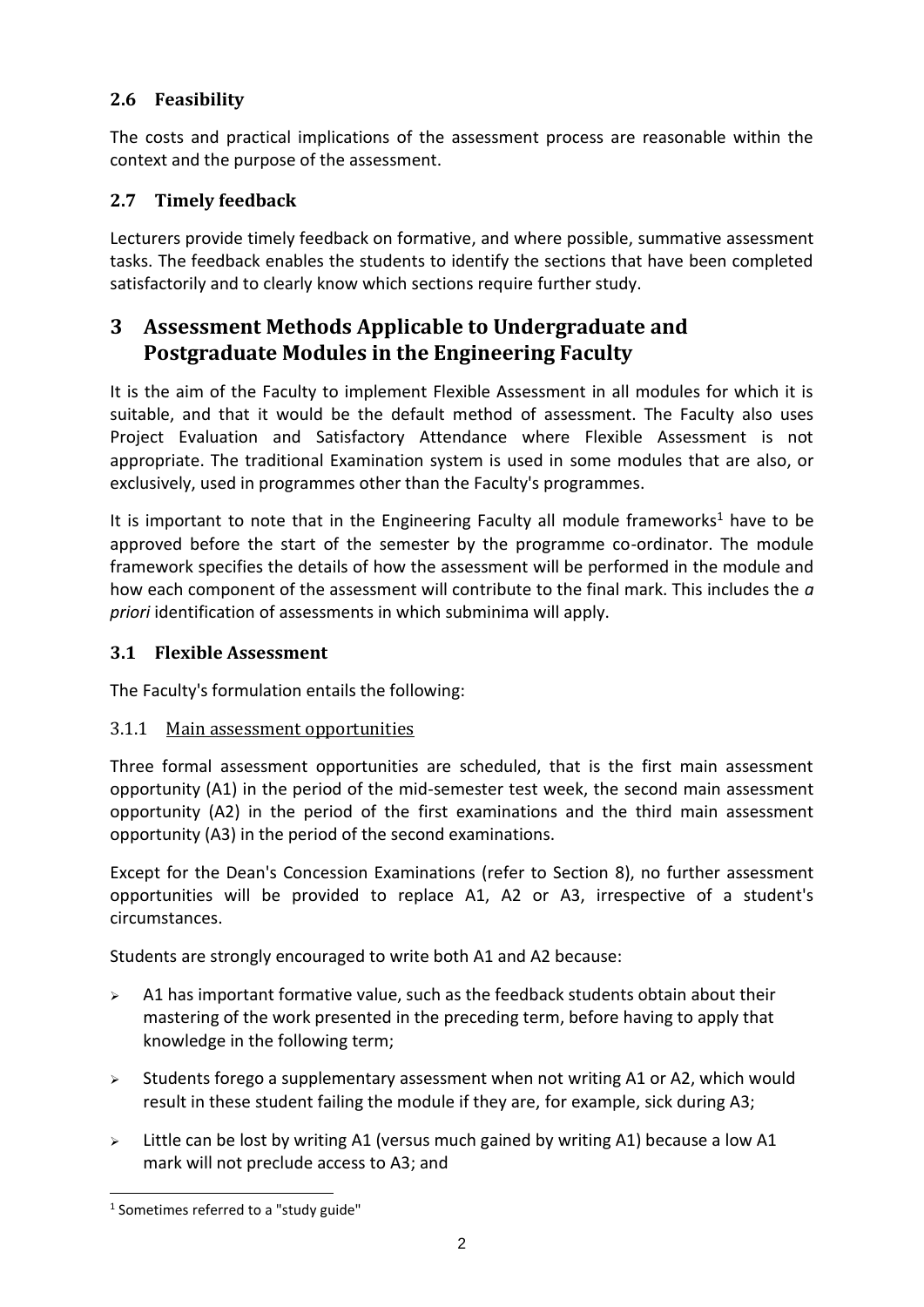### 2.6 Feasibility

The costs and practical implications of the assessment process are reasonable within the context and the purpose of the assessment.

### 2.7 Timely feedback

Lecturers provide timely feedback on formative, and where possible, summative assessment tasks. The feedback enables the students to identify the sections that have been completed satisfactorily and to clearly know which sections require further study.

## 3 Assessment Methods Applicable to Undergraduate and Postgraduate Modules in the Engineering Faculty

It is the aim of the Faculty to implement Flexible Assessment in all modules for which it is suitable, and that it would be the default method of assessment. The Faculty also uses Project Evaluation and Satisfactory Attendance where Flexible Assessment is not appropriate. The traditional Examination system is used in some modules that are also, or exclusively, used in programmes other than the Faculty's programmes.

It is important to note that in the Engineering Faculty all module frameworks[1] have to be approved before the start of the semester by the programme co-ordinator. The module framework specifies the details of how the assessment will be performed in the module and how each component of the assessment will contribute to the final mark. This includes the *a priori* identification of assessments in which subminima will apply.

### 3.1 Flexible Assessment

The Faculty's formulation entails the following:

#### 3.1.1 Main assessment opportunities

Three formal assessment opportunities are scheduled, that is the first main assessment opportunity (A1) in the period of the mid-semester test week, the second main assessment opportunity (A2) in the period of the first examinations and the third main assessment opportunity (A3) in the period of the second examinations.

Except for the Dean's Concession Examinations (refer to Section 8), no further assessment opportunities will be provided to replace A1, A2 or A3, irrespective of a student's circumstances.

Students are strongly encouraged to write both A1 and A2 because:

- A1 has important formative value, such as the feedback students obtain about their mastering of the work presented in the preceding term, before having to apply that knowledge in the following term;
- Students forego a supplementary assessment when not writing A1 or A2, which would result in these student failing the module if they are, for example, sick during A3;
- Little can be lost by writing A1 (versus much gained by writing A1) because a low A1 mark will not preclude access to A3; and

[1] Sometimes referred to a "study guide"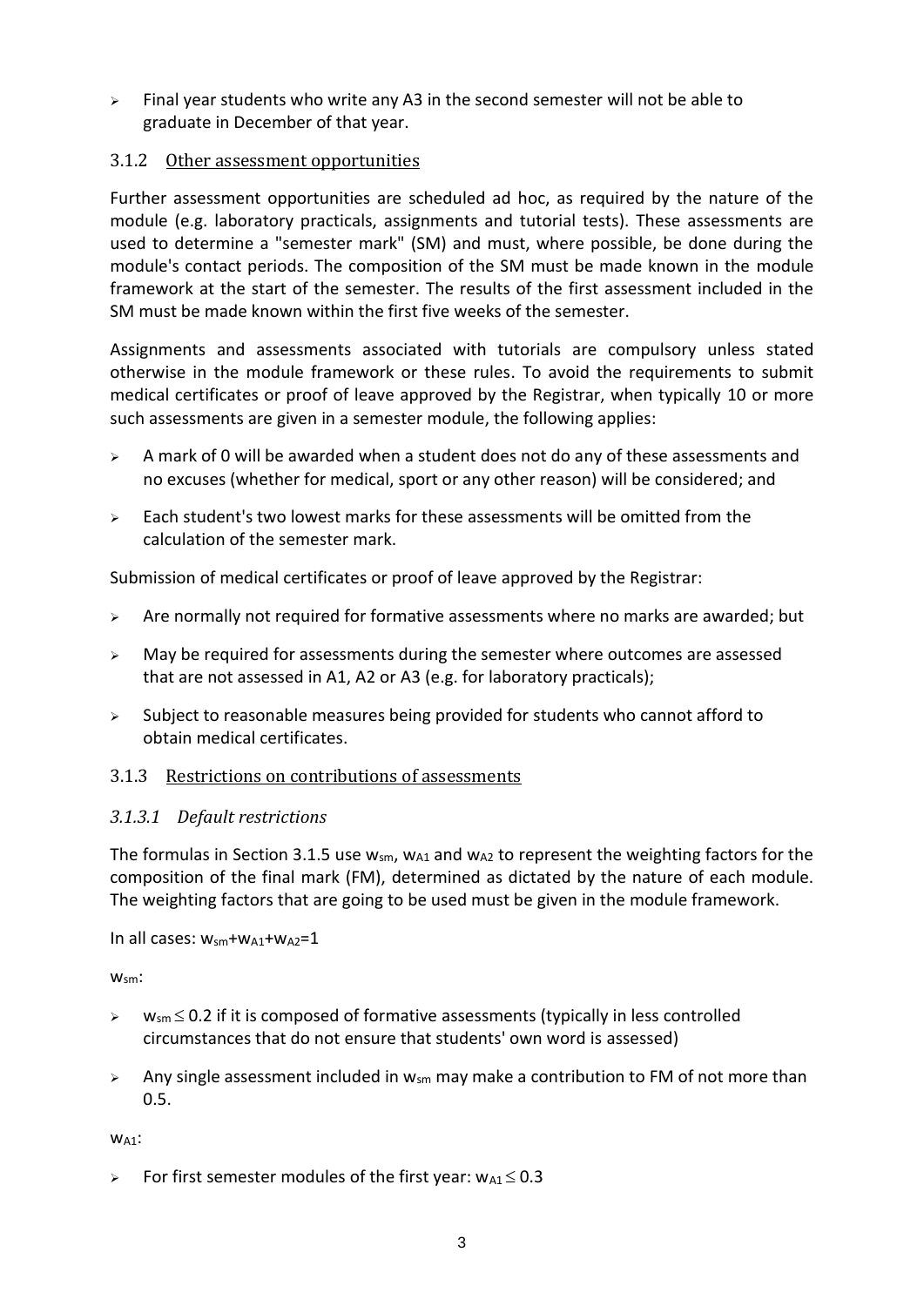- Final year students who write any A3 in the second semester will not be able to graduate in December of that year.

### 3.1.2 Other assessment opportunities

Further assessment opportunities are scheduled ad hoc, as required by the nature of the module (e.g. laboratory practicals, assignments and tutorial tests). These assessments are used to determine a "semester mark" (SM) and must, where possible, be done during the module's contact periods. The composition of the SM must be made known in the module framework at the start of the semester. The results of the first assessment included in the SM must be made known within the first five weeks of the semester.

Assignments and assessments associated with tutorials are compulsory unless stated otherwise in the module framework or these rules. To avoid the requirements to submit medical certificates or proof of leave approved by the Registrar, when typically 10 or more such assessments are given in a semester module, the following applies:

- A mark of 0 will be awarded when a student does not do any of these assessments and no excuses (whether for medical, sport or any other reason) will be considered; and
- Each student's two lowest marks for these assessments will be omitted from the calculation of the semester mark.

Submission of medical certificates or proof of leave approved by the Registrar:

- Are normally not required for formative assessments where no marks are awarded; but
- May be required for assessments during the semester where outcomes are assessed that are not assessed in A1, A2 or A3 (e.g. for laboratory practicals);
- Subject to reasonable measures being provided for students who cannot afford to obtain medical certificates.

### 3.1.3 Restrictions on contributions of assessments

#### *3.1.3.1 Default restrictions*

The formulas in Section 3.1.5 use $w_{sm}$, $w_{A1}$ and $w_{A2}$ to represent the weighting factors for the composition of the final mark (FM), determined as dictated by the nature of each module. The weighting factors that are going to be used must be given in the module framework.

In all cases: $w_{sm}+w_{A1}+w_{A2}=1$

$w_{sm}$:

- $w_{sm} \leq 0.2$ if it is composed of formative assessments (typically in less controlled circumstances that do not ensure that students' own word is assessed)
- Any single assessment included in $w_{sm}$ may make a contribution to FM of not more than 0.5.

$w_{A1}$:

- For first semester modules of the first year: $w_{A1} \leq 0.3$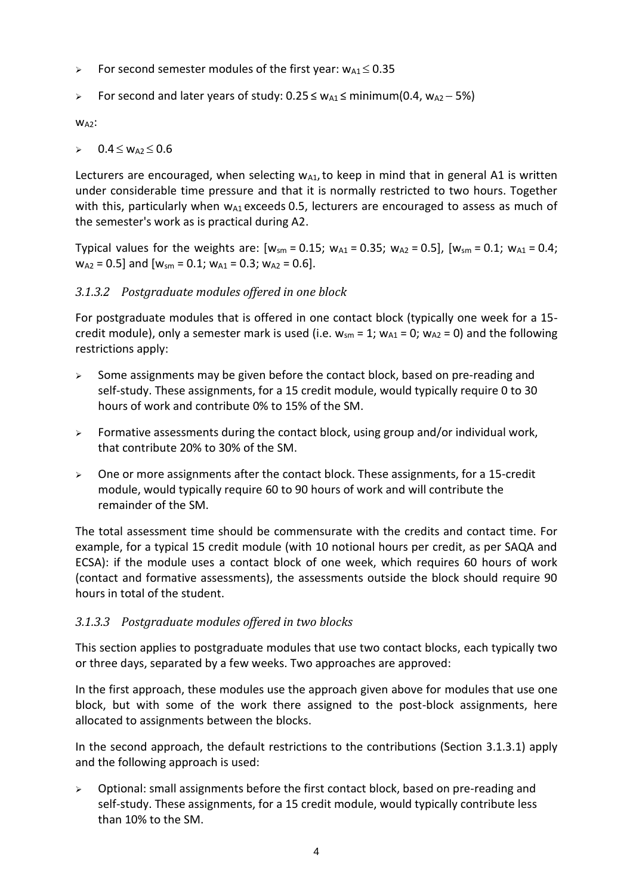- For second semester modules of the first year: $w_{A1} \leq 0.35$
- For second and later years of study: $0.25 \leq w_{A1} \leq \text{minimum}(0.4, w_{A2} - 5\%)$

$w_{A2}$:

- $0.4 \leq w_{A2} \leq 0.6$

Lecturers are encouraged, when selecting $w_{A1}$, to keep in mind that in general A1 is written under considerable time pressure and that it is normally restricted to two hours. Together with this, particularly when $w_{A1}$ exceeds 0.5, lecturers are encouraged to assess as much of the semester's work as is practical during A2.

Typical values for the weights are: [$w_{sm} = 0.15$; $w_{A1} = 0.35$; $w_{A2} = 0.5$], [$w_{sm} = 0.1$; $w_{A1} = 0.4$; $w_{A2} = 0.5$] and [$w_{sm} = 0.1$; $w_{A1} = 0.3$; $w_{A2} = 0.6$].

#### *3.1.3.2 Postgraduate modules offered in one block*

For postgraduate modules that is offered in one contact block (typically one week for a 15-credit module), only a semester mark is used (i.e. $w_{sm} = 1$; $w_{A1} = 0$; $w_{A2} = 0$) and the following restrictions apply:

- Some assignments may be given before the contact block, based on pre-reading and self-study. These assignments, for a 15 credit module, would typically require 0 to 30 hours of work and contribute 0% to 15% of the SM.
- Formative assessments during the contact block, using group and/or individual work, that contribute 20% to 30% of the SM.
- One or more assignments after the contact block. These assignments, for a 15-credit module, would typically require 60 to 90 hours of work and will contribute the remainder of the SM.

The total assessment time should be commensurate with the credits and contact time. For example, for a typical 15 credit module (with 10 notional hours per credit, as per SAQA and ECSA): if the module uses a contact block of one week, which requires 60 hours of work (contact and formative assessments), the assessments outside the block should require 90 hours in total of the student.

#### *3.1.3.3 Postgraduate modules offered in two blocks*

This section applies to postgraduate modules that use two contact blocks, each typically two or three days, separated by a few weeks. Two approaches are approved:

In the first approach, these modules use the approach given above for modules that use one block, but with some of the work there assigned to the post-block assignments, here allocated to assignments between the blocks.

In the second approach, the default restrictions to the contributions (Section 3.1.3.1) apply and the following approach is used:

- Optional: small assignments before the first contact block, based on pre-reading and self-study. These assignments, for a 15 credit module, would typically contribute less than 10% to the SM.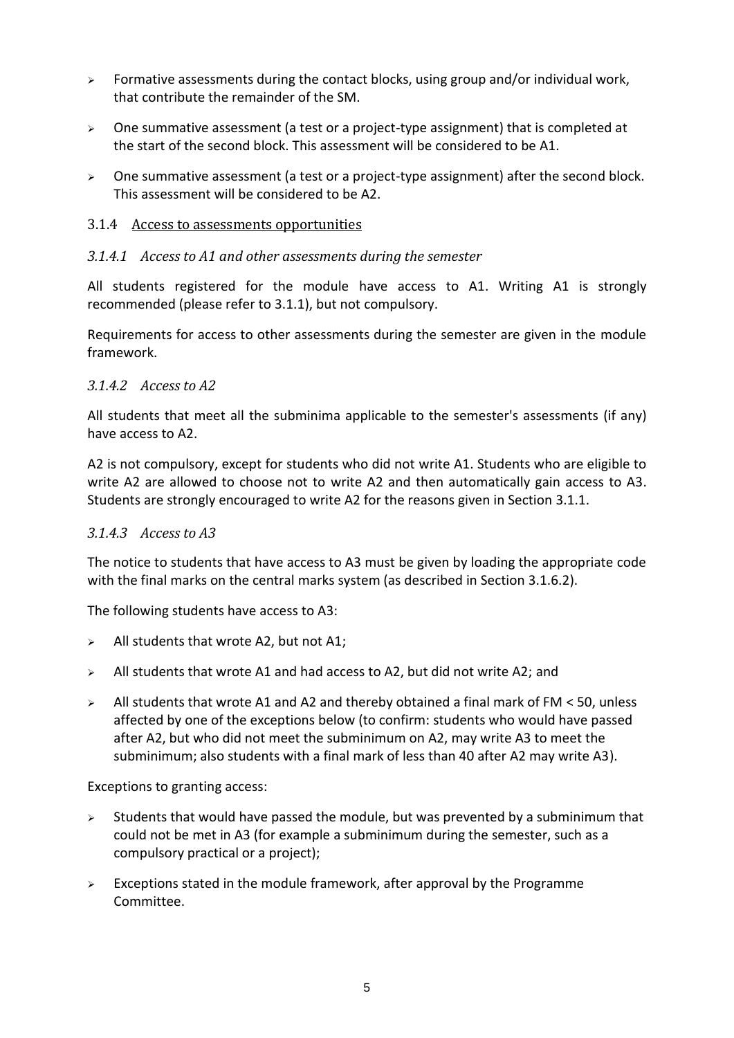- Formative assessments during the contact blocks, using group and/or individual work, that contribute the remainder of the SM.
- One summative assessment (a test or a project-type assignment) that is completed at the start of the second block. This assessment will be considered to be A1.
- One summative assessment (a test or a project-type assignment) after the second block. This assessment will be considered to be A2.

### 3.1.4 Access to assessments opportunities

#### *3.1.4.1 Access to A1 and other assessments during the semester*

All students registered for the module have access to A1. Writing A1 is strongly recommended (please refer to 3.1.1), but not compulsory.

Requirements for access to other assessments during the semester are given in the module framework.

#### *3.1.4.2 Access to A2*

All students that meet all the subminima applicable to the semester's assessments (if any) have access to A2.

A2 is not compulsory, except for students who did not write A1. Students who are eligible to write A2 are allowed to choose not to write A2 and then automatically gain access to A3. Students are strongly encouraged to write A2 for the reasons given in Section 3.1.1.

#### *3.1.4.3 Access to A3*

The notice to students that have access to A3 must be given by loading the appropriate code with the final marks on the central marks system (as described in Section 3.1.6.2).

The following students have access to A3:

- All students that wrote A2, but not A1;
- All students that wrote A1 and had access to A2, but did not write A2; and
- All students that wrote A1 and A2 and thereby obtained a final mark of FM < 50, unless affected by one of the exceptions below (to confirm: students who would have passed after A2, but who did not meet the subminimum on A2, may write A3 to meet the subminimum; also students with a final mark of less than 40 after A2 may write A3).

Exceptions to granting access:

- Students that would have passed the module, but was prevented by a subminimum that could not be met in A3 (for example a subminimum during the semester, such as a compulsory practical or a project);
- Exceptions stated in the module framework, after approval by the Programme Committee.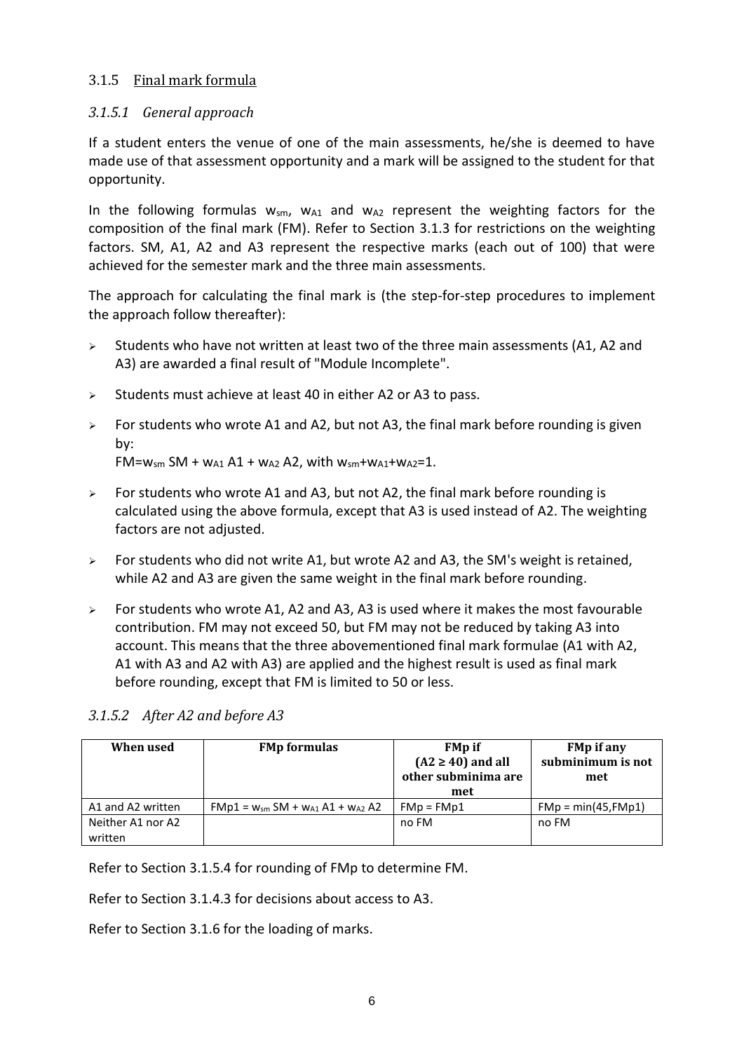### 3.1.5 Final mark formula

#### *3.1.5.1 General approach*

If a student enters the venue of one of the main assessments, he/she is deemed to have made use of that assessment opportunity and a mark will be assigned to the student for that opportunity.

In the following formulas $w_{sm}$, $w_{A1}$ and $w_{A2}$ represent the weighting factors for the composition of the final mark (FM). Refer to Section 3.1.3 for restrictions on the weighting factors. SM, A1, A2 and A3 represent the respective marks (each out of 100) that were achieved for the semester mark and the three main assessments.

The approach for calculating the final mark is (the step-for-step procedures to implement the approach follow thereafter):

- Students who have not written at least two of the three main assessments (A1, A2 and A3) are awarded a final result of "Module Incomplete".
- Students must achieve at least 40 in either A2 or A3 to pass.
- For students who wrote A1 and A2, but not A3, the final mark before rounding is given by:
  $FM = w_{sm}\ SM + w_{A1}\ A1 + w_{A2}\ A2$, with $w_{sm} + w_{A1} + w_{A2} = 1$.
- For students who wrote A1 and A3, but not A2, the final mark before rounding is calculated using the above formula, except that A3 is used instead of A2. The weighting factors are not adjusted.
- For students who did not write A1, but wrote A2 and A3, the SM's weight is retained, while A2 and A3 are given the same weight in the final mark before rounding.
- For students who wrote A1, A2 and A3, A3 is used where it makes the most favourable contribution. FM may not exceed 50, but FM may not be reduced by taking A3 into account. This means that the three abovementioned final mark formulae (A1 with A2, A1 with A3 and A2 with A3) are applied and the highest result is used as final mark before rounding, except that FM is limited to 50 or less.

#### *3.1.5.2 After A2 and before A3*

| When used | FMp formulas | FMp if ($A2 \geq 40$) and all other subminima are met | FMp if any subminimum is not met |
|---|---|---|---|
| A1 and A2 written | $FMp1 = w_{sm}\ SM + w_{A1}\ A1 + w_{A2}\ A2$ | FMp = FMp1 | FMp = min(45,FMp1) |
| Neither A1 nor A2 written | | no FM | no FM |

Refer to Section 3.1.5.4 for rounding of FMp to determine FM.

Refer to Section 3.1.4.3 for decisions about access to A3.

Refer to Section 3.1.6 for the loading of marks.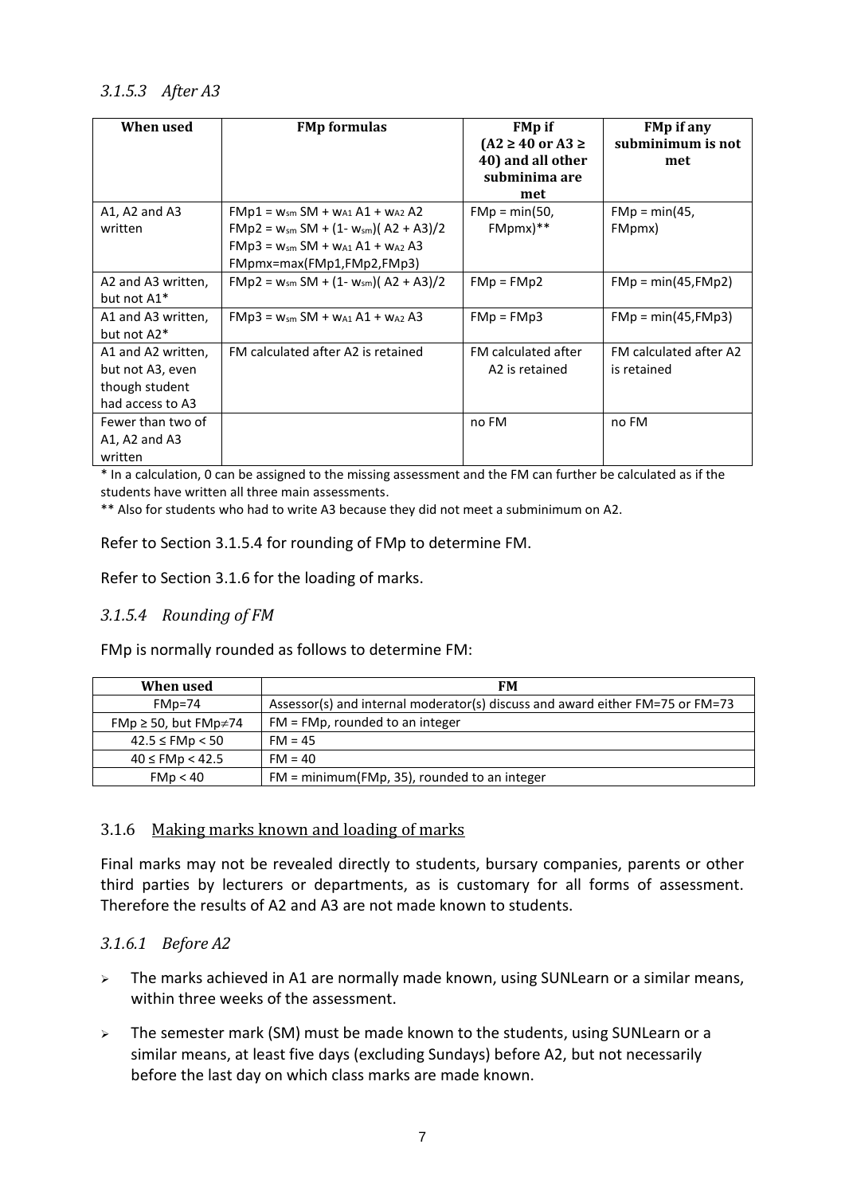#### *3.1.5.3 After A3*

| When used | FMp formulas | FMp if ($A2 \geq 40$ or $A3 \geq 40$) and all other subminima are met | FMp if any subminimum is not met |
|---|---|---|---|
| A1, A2 and A3 written | $FMp1 = w_{sm}\ SM + w_{A1}\ A1 + w_{A2}\ A2$<br>$FMp2 = w_{sm}\ SM + (1- w_{sm})(\ A2 + A3)/2$<br>$FMp3 = w_{sm}\ SM + w_{A1}\ A1 + w_{A2}\ A3$<br>FMpmx=max(FMp1,FMp2,FMp3) | FMp = min(50, FMpmx)** | FMp = min(45, FMpmx) |
| A2 and A3 written, but not A1* | $FMp2 = w_{sm}\ SM + (1- w_{sm})(\ A2 + A3)/2$ | FMp = FMp2 | FMp = min(45,FMp2) |
| A1 and A3 written, but not A2* | $FMp3 = w_{sm}\ SM + w_{A1}\ A1 + w_{A2}\ A3$ | FMp = FMp3 | FMp = min(45,FMp3) |
| A1 and A2 written, but not A3, even though student had access to A3 | FM calculated after A2 is retained | FM calculated after A2 is retained | FM calculated after A2 is retained |
| Fewer than two of A1, A2 and A3 written | | no FM | no FM |

* In a calculation, 0 can be assigned to the missing assessment and the FM can further be calculated as if the students have written all three main assessments.

** Also for students who had to write A3 because they did not meet a subminimum on A2.

Refer to Section 3.1.5.4 for rounding of FMp to determine FM.

Refer to Section 3.1.6 for the loading of marks.

#### *3.1.5.4 Rounding of FM*

FMp is normally rounded as follows to determine FM:

| When used | FM |
|---|---|
| FMp=74 | Assessor(s) and internal moderator(s) discuss and award either FM=75 or FM=73 |
| FMp ≥ 50, but FMp≠74 | FM = FMp, rounded to an integer |
| 42.5 ≤ FMp < 50 | FM = 45 |
| 40 ≤ FMp < 42.5 | FM = 40 |
| FMp < 40 | FM = minimum(FMp, 35), rounded to an integer |

### 3.1.6 Making marks known and loading of marks

Final marks may not be revealed directly to students, bursary companies, parents or other third parties by lecturers or departments, as is customary for all forms of assessment. Therefore the results of A2 and A3 are not made known to students.

#### *3.1.6.1 Before A2*

- The marks achieved in A1 are normally made known, using SUNLearn or a similar means, within three weeks of the assessment.
- The semester mark (SM) must be made known to the students, using SUNLearn or a similar means, at least five days (excluding Sundays) before A2, but not necessarily before the last day on which class marks are made known.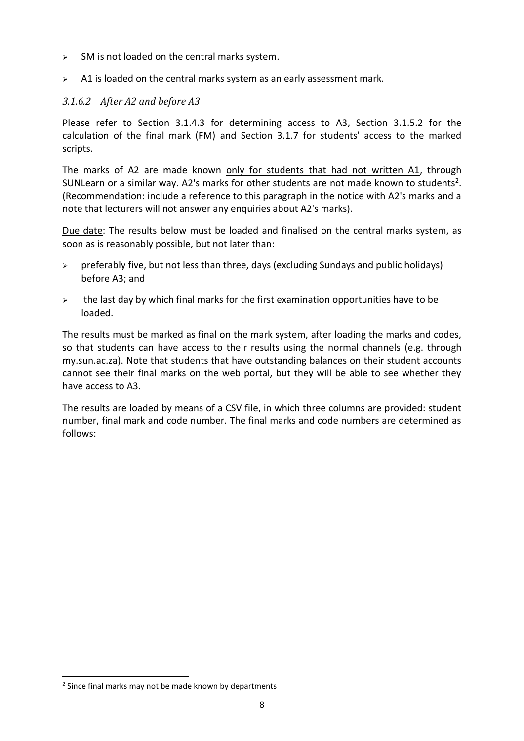- SM is not loaded on the central marks system.
- A1 is loaded on the central marks system as an early assessment mark.

#### *3.1.6.2 After A2 and before A3*

Please refer to Section 3.1.4.3 for determining access to A3, Section 3.1.5.2 for the calculation of the final mark (FM) and Section 3.1.7 for students' access to the marked scripts.

The marks of A2 are made known <u>only for students that had not written A1</u>, through SUNLearn or a similar way. A2's marks for other students are not made known to students[2]. (Recommendation: include a reference to this paragraph in the notice with A2's marks and a note that lecturers will not answer any enquiries about A2's marks).

<u>Due date</u>: The results below must be loaded and finalised on the central marks system, as soon as is reasonably possible, but not later than:

- preferably five, but not less than three, days (excluding Sundays and public holidays) before A3; and
- the last day by which final marks for the first examination opportunities have to be loaded.

The results must be marked as final on the mark system, after loading the marks and codes, so that students can have access to their results using the normal channels (e.g. through my.sun.ac.za). Note that students that have outstanding balances on their student accounts cannot see their final marks on the web portal, but they will be able to see whether they have access to A3.

The results are loaded by means of a CSV file, in which three columns are provided: student number, final mark and code number. The final marks and code numbers are determined as follows:

---

[2] Since final marks may not be made known by departments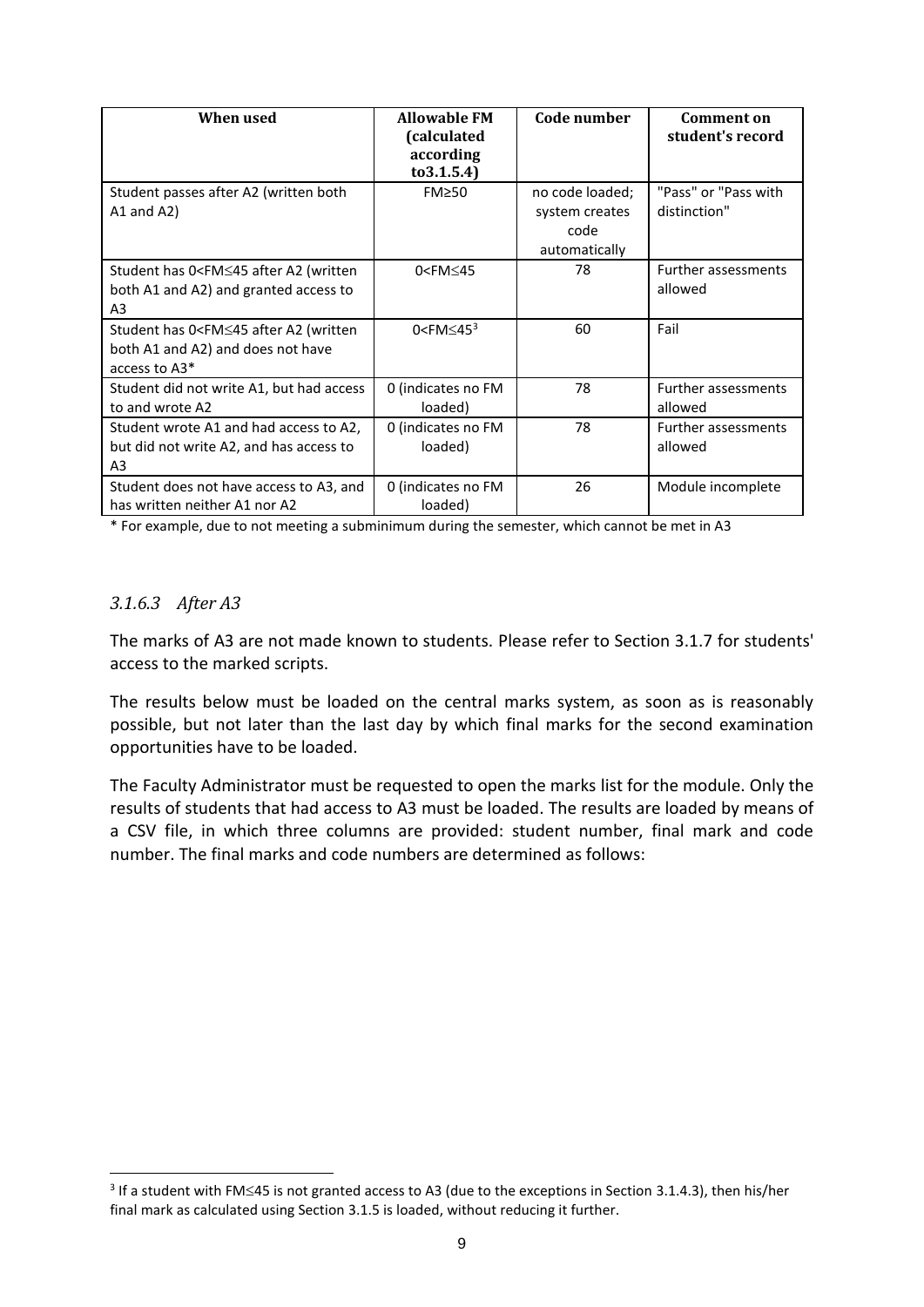| When used | Allowable FM (calculated according to3.1.5.4) | Code number | Comment on student's record |
|---|---|---|---|
| Student passes after A2 (written both A1 and A2) | $FM \geq 50$ | no code loaded; system creates code automatically | "Pass" or "Pass with distinction" |
| Student has $0<FM\leq45$ after A2 (written both A1 and A2) and granted access to A3 | $0<FM\leq45$ | 78 | Further assessments allowed |
| Student has $0<FM\leq45$ after A2 (written both A1 and A2) and does not have access to A3* | $0<FM\leq45$[3] | 60 | Fail |
| Student did not write A1, but had access to and wrote A2 | 0 (indicates no FM loaded) | 78 | Further assessments allowed |
| Student wrote A1 and had access to A2, but did not write A2, and has access to A3 | 0 (indicates no FM loaded) | 78 | Further assessments allowed |
| Student does not have access to A3, and has written neither A1 nor A2 | 0 (indicates no FM loaded) | 26 | Module incomplete |

* For example, due to not meeting a subminimum during the semester, which cannot be met in A3

#### *3.1.6.3 After A3*

The marks of A3 are not made known to students. Please refer to Section 3.1.7 for students' access to the marked scripts.

The results below must be loaded on the central marks system, as soon as is reasonably possible, but not later than the last day by which final marks for the second examination opportunities have to be loaded.

The Faculty Administrator must be requested to open the marks list for the module. Only the results of students that had access to A3 must be loaded. The results are loaded by means of a CSV file, in which three columns are provided: student number, final mark and code number. The final marks and code numbers are determined as follows:

[3] If a student with $FM\leq45$ is not granted access to A3 (due to the exceptions in Section 3.1.4.3), then his/her final mark as calculated using Section 3.1.5 is loaded, without reducing it further.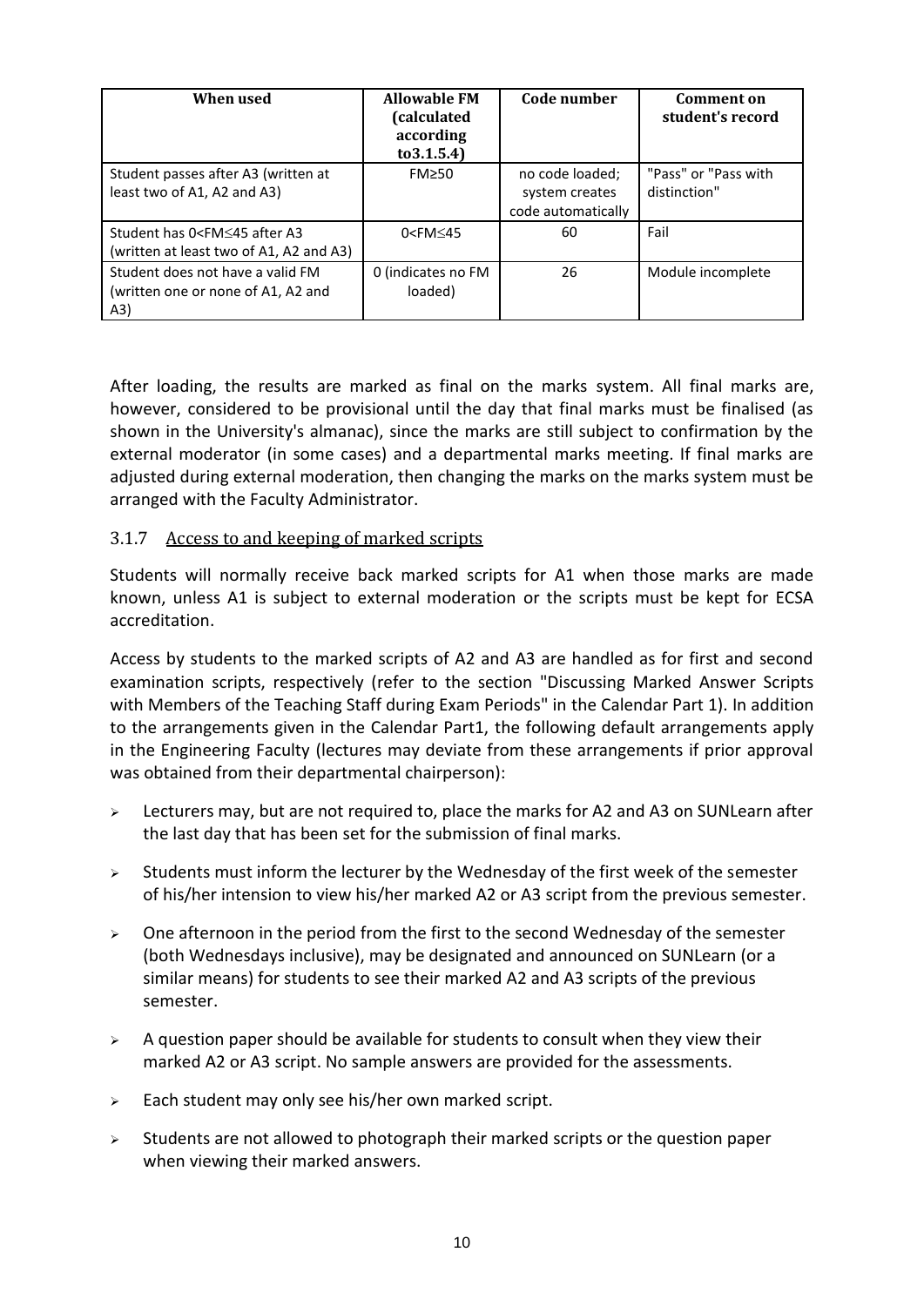| When used | Allowable FM (calculated according to3.1.5.4) | Code number | Comment on student's record |
|---|---|---|---|
| Student passes after A3 (written at least two of A1, A2 and A3) | FM≥50 | no code loaded; system creates code automatically | "Pass" or "Pass with distinction" |
| Student has 0<FM≤45 after A3 (written at least two of A1, A2 and A3) | 0<FM≤45 | 60 | Fail |
| Student does not have a valid FM (written one or none of A1, A2 and A3) | 0 (indicates no FM loaded) | 26 | Module incomplete |

After loading, the results are marked as final on the marks system. All final marks are, however, considered to be provisional until the day that final marks must be finalised (as shown in the University's almanac), since the marks are still subject to confirmation by the external moderator (in some cases) and a departmental marks meeting. If final marks are adjusted during external moderation, then changing the marks on the marks system must be arranged with the Faculty Administrator.

### 3.1.7 Access to and keeping of marked scripts

Students will normally receive back marked scripts for A1 when those marks are made known, unless A1 is subject to external moderation or the scripts must be kept for ECSA accreditation.

Access by students to the marked scripts of A2 and A3 are handled as for first and second examination scripts, respectively (refer to the section "Discussing Marked Answer Scripts with Members of the Teaching Staff during Exam Periods" in the Calendar Part 1). In addition to the arrangements given in the Calendar Part1, the following default arrangements apply in the Engineering Faculty (lectures may deviate from these arrangements if prior approval was obtained from their departmental chairperson):

- Lecturers may, but are not required to, place the marks for A2 and A3 on SUNLearn after the last day that has been set for the submission of final marks.
- Students must inform the lecturer by the Wednesday of the first week of the semester of his/her intension to view his/her marked A2 or A3 script from the previous semester.
- One afternoon in the period from the first to the second Wednesday of the semester (both Wednesdays inclusive), may be designated and announced on SUNLearn (or a similar means) for students to see their marked A2 and A3 scripts of the previous semester.
- A question paper should be available for students to consult when they view their marked A2 or A3 script. No sample answers are provided for the assessments.
- Each student may only see his/her own marked script.
- Students are not allowed to photograph their marked scripts or the question paper when viewing their marked answers.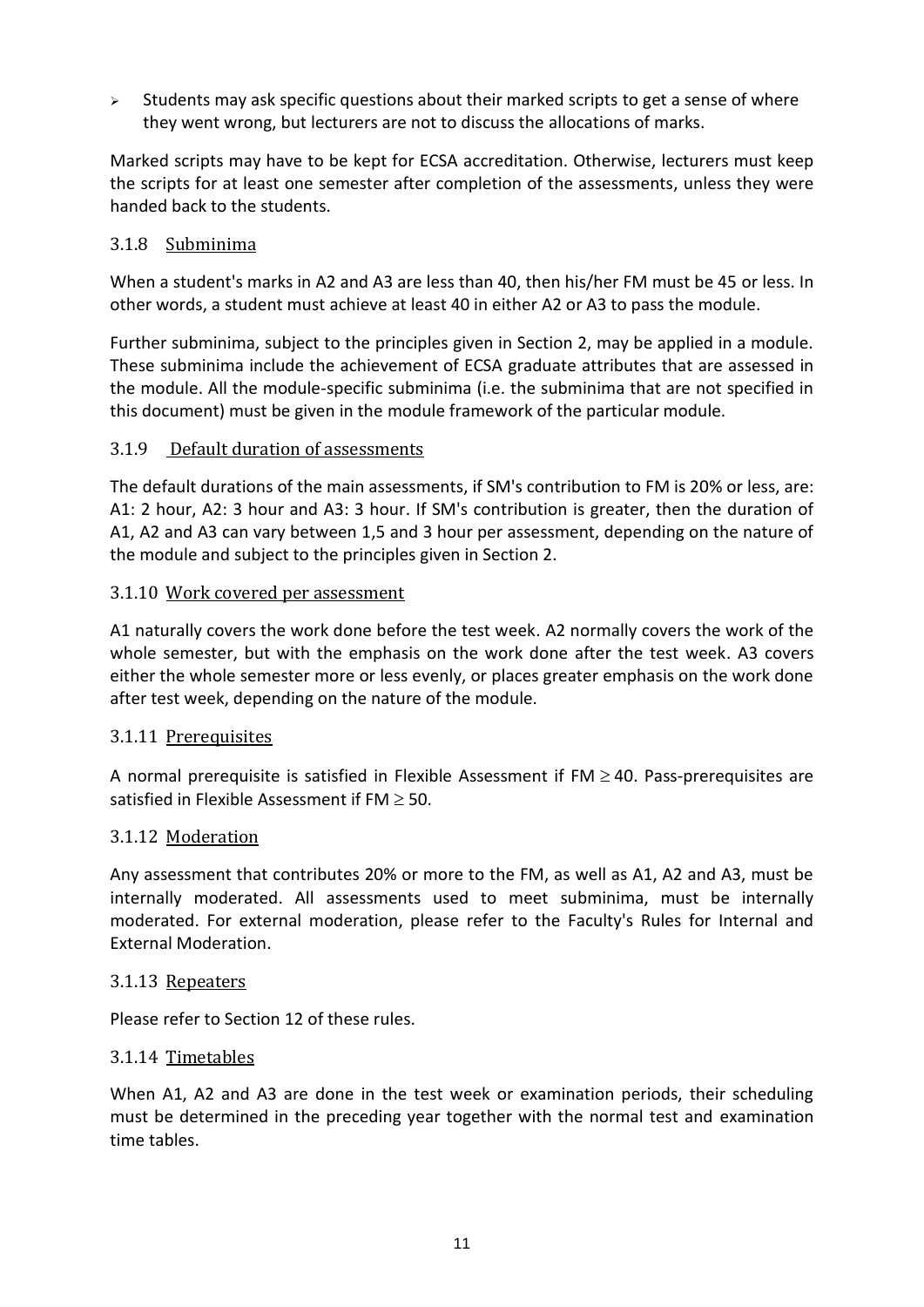- Students may ask specific questions about their marked scripts to get a sense of where they went wrong, but lecturers are not to discuss the allocations of marks.

Marked scripts may have to be kept for ECSA accreditation. Otherwise, lecturers must keep the scripts for at least one semester after completion of the assessments, unless they were handed back to the students.

### 3.1.8 Subminima

When a student's marks in A2 and A3 are less than 40, then his/her FM must be 45 or less. In other words, a student must achieve at least 40 in either A2 or A3 to pass the module.

Further subminima, subject to the principles given in Section 2, may be applied in a module. These subminima include the achievement of ECSA graduate attributes that are assessed in the module. All the module-specific subminima (i.e. the subminima that are not specified in this document) must be given in the module framework of the particular module.

### 3.1.9 Default duration of assessments

The default durations of the main assessments, if SM's contribution to FM is 20% or less, are: A1: 2 hour, A2: 3 hour and A3: 3 hour. If SM's contribution is greater, then the duration of A1, A2 and A3 can vary between 1,5 and 3 hour per assessment, depending on the nature of the module and subject to the principles given in Section 2.

### 3.1.10 Work covered per assessment

A1 naturally covers the work done before the test week. A2 normally covers the work of the whole semester, but with the emphasis on the work done after the test week. A3 covers either the whole semester more or less evenly, or places greater emphasis on the work done after test week, depending on the nature of the module.

### 3.1.11 Prerequisites

A normal prerequisite is satisfied in Flexible Assessment if FM $\geq 40$. Pass-prerequisites are satisfied in Flexible Assessment if FM $\geq 50$.

### 3.1.12 Moderation

Any assessment that contributes 20% or more to the FM, as well as A1, A2 and A3, must be internally moderated. All assessments used to meet subminima, must be internally moderated. For external moderation, please refer to the Faculty's Rules for Internal and External Moderation.

### 3.1.13 Repeaters

Please refer to Section 12 of these rules.

### 3.1.14 Timetables

When A1, A2 and A3 are done in the test week or examination periods, their scheduling must be determined in the preceding year together with the normal test and examination time tables.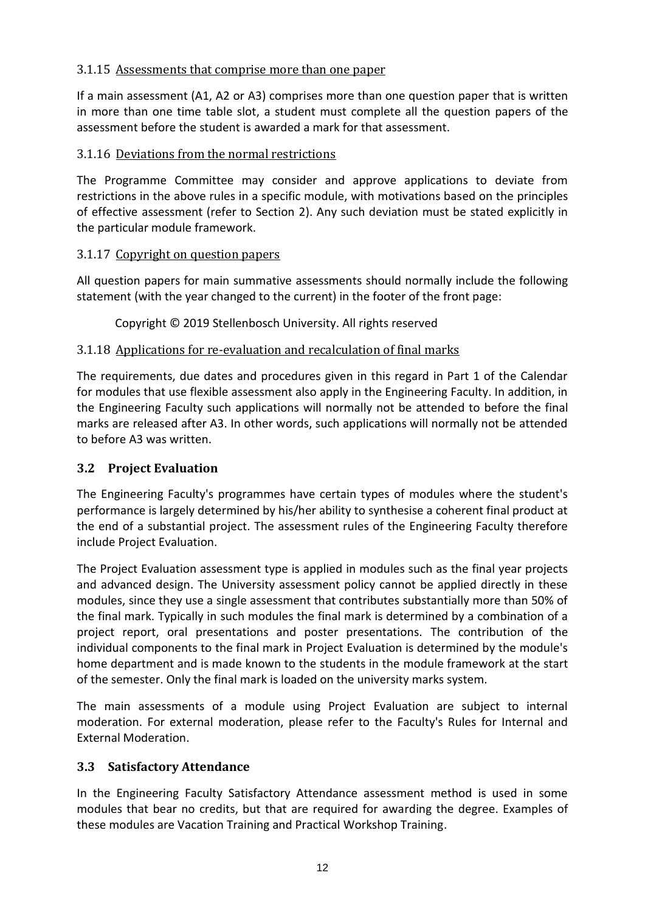#### 3.1.15 Assessments that comprise more than one paper

If a main assessment (A1, A2 or A3) comprises more than one question paper that is written in more than one time table slot, a student must complete all the question papers of the assessment before the student is awarded a mark for that assessment.

#### 3.1.16 Deviations from the normal restrictions

The Programme Committee may consider and approve applications to deviate from restrictions in the above rules in a specific module, with motivations based on the principles of effective assessment (refer to Section 2). Any such deviation must be stated explicitly in the particular module framework.

#### 3.1.17 Copyright on question papers

All question papers for main summative assessments should normally include the following statement (with the year changed to the current) in the footer of the front page:

> Copyright © 2019 Stellenbosch University. All rights reserved

#### 3.1.18 Applications for re-evaluation and recalculation of final marks

The requirements, due dates and procedures given in this regard in Part 1 of the Calendar for modules that use flexible assessment also apply in the Engineering Faculty. In addition, in the Engineering Faculty such applications will normally not be attended to before the final marks are released after A3. In other words, such applications will normally not be attended to before A3 was written.

### 3.2 Project Evaluation

The Engineering Faculty's programmes have certain types of modules where the student's performance is largely determined by his/her ability to synthesise a coherent final product at the end of a substantial project. The assessment rules of the Engineering Faculty therefore include Project Evaluation.

The Project Evaluation assessment type is applied in modules such as the final year projects and advanced design. The University assessment policy cannot be applied directly in these modules, since they use a single assessment that contributes substantially more than 50% of the final mark. Typically in such modules the final mark is determined by a combination of a project report, oral presentations and poster presentations. The contribution of the individual components to the final mark in Project Evaluation is determined by the module's home department and is made known to the students in the module framework at the start of the semester. Only the final mark is loaded on the university marks system.

The main assessments of a module using Project Evaluation are subject to internal moderation. For external moderation, please refer to the Faculty's Rules for Internal and External Moderation.

### 3.3 Satisfactory Attendance

In the Engineering Faculty Satisfactory Attendance assessment method is used in some modules that bear no credits, but that are required for awarding the degree. Examples of these modules are Vacation Training and Practical Workshop Training.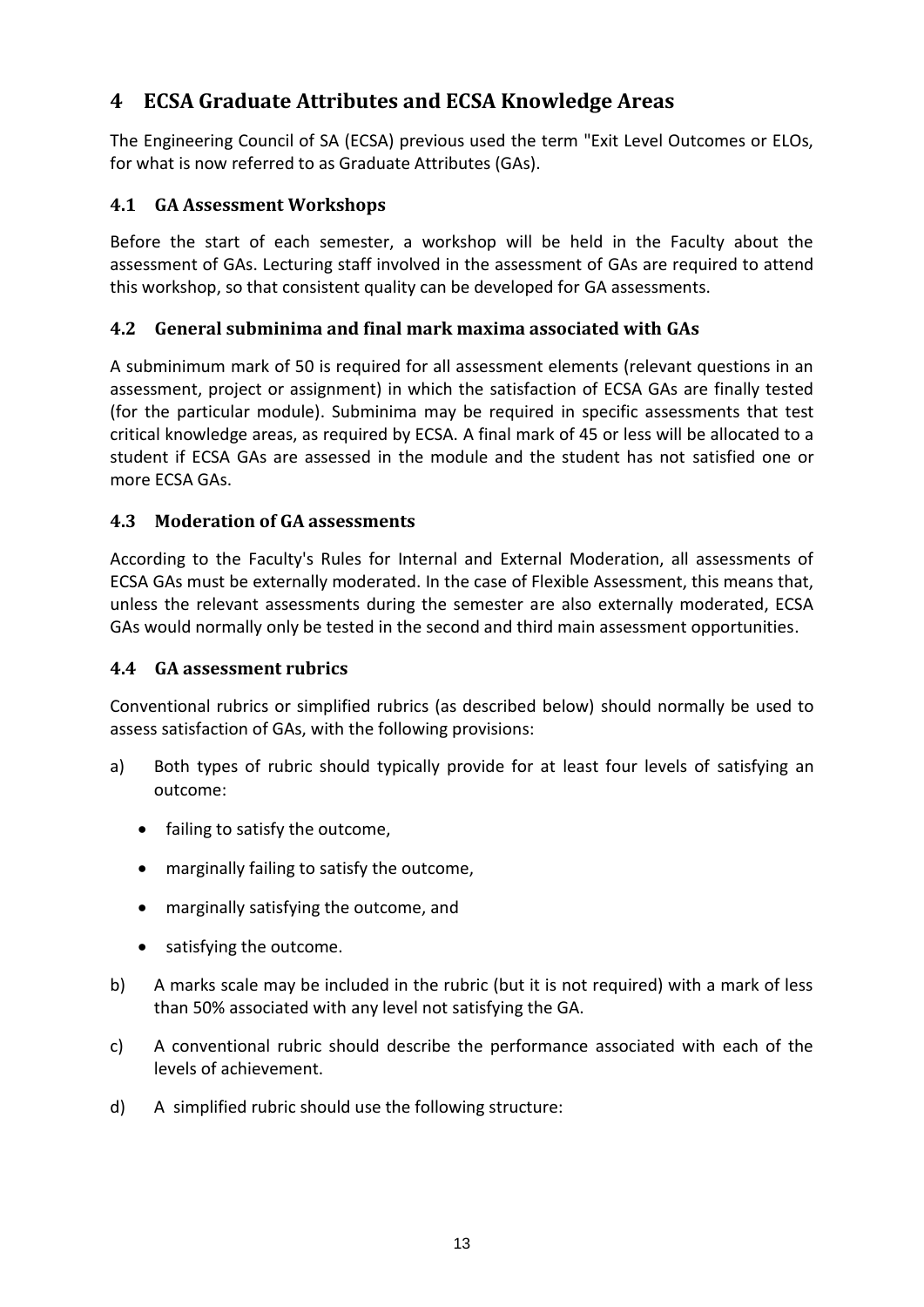# 4 ECSA Graduate Attributes and ECSA Knowledge Areas

The Engineering Council of SA (ECSA) previous used the term "Exit Level Outcomes or ELOs, for what is now referred to as Graduate Attributes (GAs).

## 4.1 GA Assessment Workshops

Before the start of each semester, a workshop will be held in the Faculty about the assessment of GAs. Lecturing staff involved in the assessment of GAs are required to attend this workshop, so that consistent quality can be developed for GA assessments.

## 4.2 General subminima and final mark maxima associated with GAs

A subminimum mark of 50 is required for all assessment elements (relevant questions in an assessment, project or assignment) in which the satisfaction of ECSA GAs are finally tested (for the particular module). Subminima may be required in specific assessments that test critical knowledge areas, as required by ECSA. A final mark of 45 or less will be allocated to a student if ECSA GAs are assessed in the module and the student has not satisfied one or more ECSA GAs.

## 4.3 Moderation of GA assessments

According to the Faculty's Rules for Internal and External Moderation, all assessments of ECSA GAs must be externally moderated. In the case of Flexible Assessment, this means that, unless the relevant assessments during the semester are also externally moderated, ECSA GAs would normally only be tested in the second and third main assessment opportunities.

## 4.4 GA assessment rubrics

Conventional rubrics or simplified rubrics (as described below) should normally be used to assess satisfaction of GAs, with the following provisions:

a) Both types of rubric should typically provide for at least four levels of satisfying an outcome:

- failing to satisfy the outcome,
- marginally failing to satisfy the outcome,
- marginally satisfying the outcome, and
- satisfying the outcome.

b) A marks scale may be included in the rubric (but it is not required) with a mark of less than 50% associated with any level not satisfying the GA.

c) A conventional rubric should describe the performance associated with each of the levels of achievement.

d) A simplified rubric should use the following structure: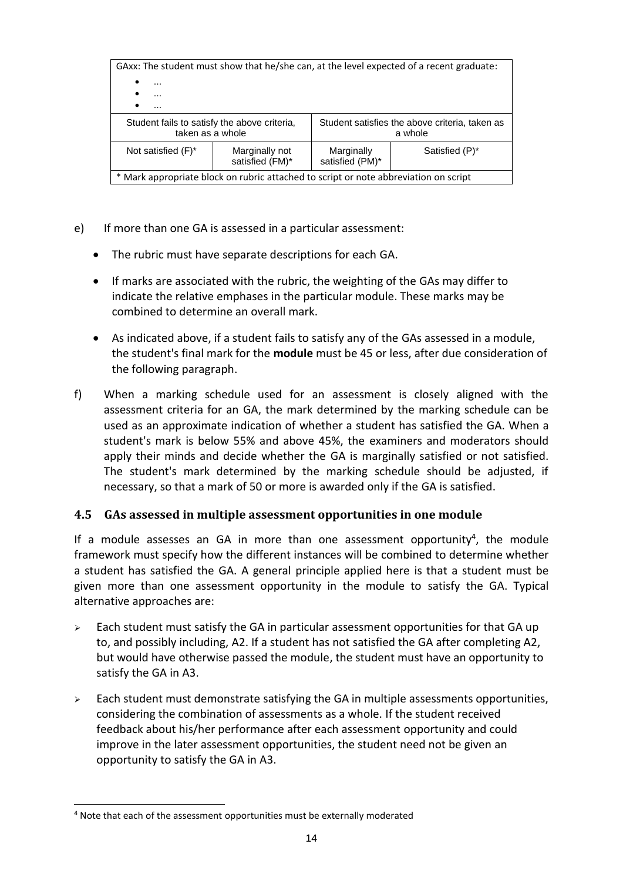| GAxx: The student must show that he/she can, at the level expected of a recent graduate:<br>• ...<br>• ...<br>• ... | | | |
|---|---|---|---|
| Student fails to satisfy the above criteria, taken as a whole | | Student satisfies the above criteria, taken as a whole | |
| Not satisfied (F)* | Marginally not satisfied (FM)* | Marginally satisfied (PM)* | Satisfied (P)* |
| * Mark appropriate block on rubric attached to script or note abbreviation on script | | | |

e) If more than one GA is assessed in a particular assessment:

- The rubric must have separate descriptions for each GA.
- If marks are associated with the rubric, the weighting of the GAs may differ to indicate the relative emphases in the particular module. These marks may be combined to determine an overall mark.
- As indicated above, if a student fails to satisfy any of the GAs assessed in a module, the student's final mark for the **module** must be 45 or less, after due consideration of the following paragraph.

f) When a marking schedule used for an assessment is closely aligned with the assessment criteria for an GA, the mark determined by the marking schedule can be used as an approximate indication of whether a student has satisfied the GA. When a student's mark is below 55% and above 45%, the examiners and moderators should apply their minds and decide whether the GA is marginally satisfied or not satisfied. The student's mark determined by the marking schedule should be adjusted, if necessary, so that a mark of 50 or more is awarded only if the GA is satisfied.

### 4.5 GAs assessed in multiple assessment opportunities in one module

If a module assesses an GA in more than one assessment opportunity[4], the module framework must specify how the different instances will be combined to determine whether a student has satisfied the GA. A general principle applied here is that a student must be given more than one assessment opportunity in the module to satisfy the GA. Typical alternative approaches are:

- Each student must satisfy the GA in particular assessment opportunities for that GA up to, and possibly including, A2. If a student has not satisfied the GA after completing A2, but would have otherwise passed the module, the student must have an opportunity to satisfy the GA in A3.
- Each student must demonstrate satisfying the GA in multiple assessments opportunities, considering the combination of assessments as a whole. If the student received feedback about his/her performance after each assessment opportunity and could improve in the later assessment opportunities, the student need not be given an opportunity to satisfy the GA in A3.

[4] Note that each of the assessment opportunities must be externally moderated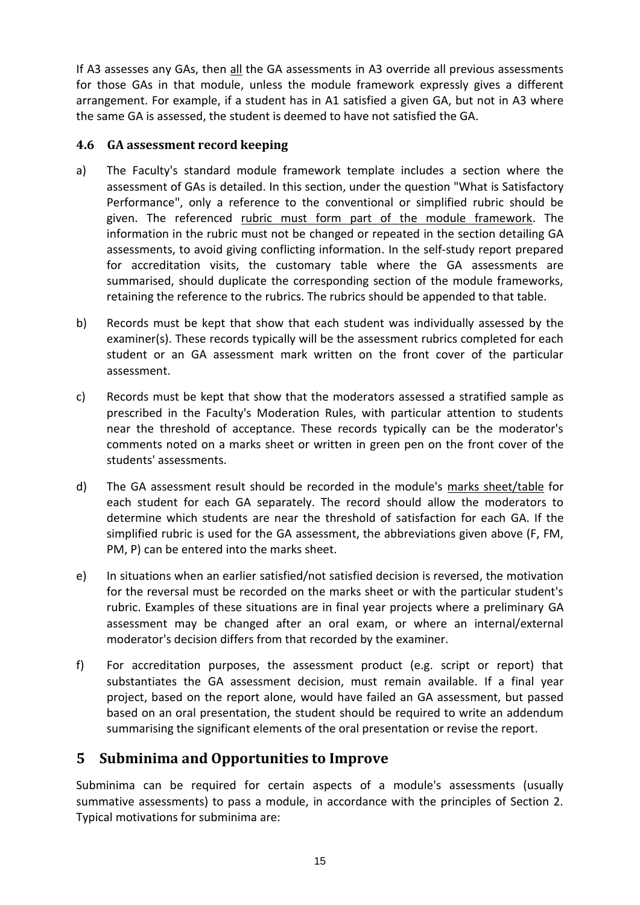If A3 assesses any GAs, then all the GA assessments in A3 override all previous assessments for those GAs in that module, unless the module framework expressly gives a different arrangement. For example, if a student has in A1 satisfied a given GA, but not in A3 where the same GA is assessed, the student is deemed to have not satisfied the GA.

### 4.6 GA assessment record keeping

a) The Faculty's standard module framework template includes a section where the assessment of GAs is detailed. In this section, under the question "What is Satisfactory Performance", only a reference to the conventional or simplified rubric should be given. The referenced rubric must form part of the module framework. The information in the rubric must not be changed or repeated in the section detailing GA assessments, to avoid giving conflicting information. In the self-study report prepared for accreditation visits, the customary table where the GA assessments are summarised, should duplicate the corresponding section of the module frameworks, retaining the reference to the rubrics. The rubrics should be appended to that table.

b) Records must be kept that show that each student was individually assessed by the examiner(s). These records typically will be the assessment rubrics completed for each student or an GA assessment mark written on the front cover of the particular assessment.

c) Records must be kept that show that the moderators assessed a stratified sample as prescribed in the Faculty's Moderation Rules, with particular attention to students near the threshold of acceptance. These records typically can be the moderator's comments noted on a marks sheet or written in green pen on the front cover of the students' assessments.

d) The GA assessment result should be recorded in the module's marks sheet/table for each student for each GA separately. The record should allow the moderators to determine which students are near the threshold of satisfaction for each GA. If the simplified rubric is used for the GA assessment, the abbreviations given above (F, FM, PM, P) can be entered into the marks sheet.

e) In situations when an earlier satisfied/not satisfied decision is reversed, the motivation for the reversal must be recorded on the marks sheet or with the particular student's rubric. Examples of these situations are in final year projects where a preliminary GA assessment may be changed after an oral exam, or where an internal/external moderator's decision differs from that recorded by the examiner.

f) For accreditation purposes, the assessment product (e.g. script or report) that substantiates the GA assessment decision, must remain available. If a final year project, based on the report alone, would have failed an GA assessment, but passed based on an oral presentation, the student should be required to write an addendum summarising the significant elements of the oral presentation or revise the report.

## 5 Subminima and Opportunities to Improve

Subminima can be required for certain aspects of a module's assessments (usually summative assessments) to pass a module, in accordance with the principles of Section 2. Typical motivations for subminima are: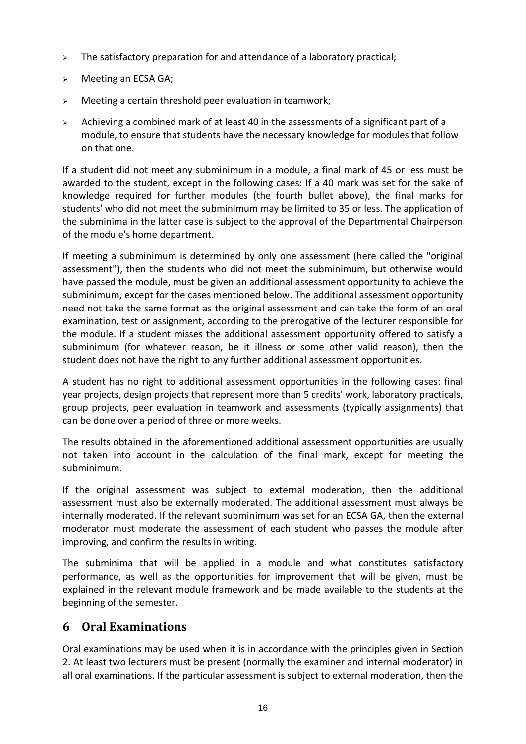- The satisfactory preparation for and attendance of a laboratory practical;
- Meeting an ECSA GA;
- Meeting a certain threshold peer evaluation in teamwork;
- Achieving a combined mark of at least 40 in the assessments of a significant part of a module, to ensure that students have the necessary knowledge for modules that follow on that one.

If a student did not meet any subminimum in a module, a final mark of 45 or less must be awarded to the student, except in the following cases: If a 40 mark was set for the sake of knowledge required for further modules (the fourth bullet above), the final marks for students' who did not meet the subminimum may be limited to 35 or less. The application of the subminima in the latter case is subject to the approval of the Departmental Chairperson of the module's home department.

If meeting a subminimum is determined by only one assessment (here called the "original assessment"), then the students who did not meet the subminimum, but otherwise would have passed the module, must be given an additional assessment opportunity to achieve the subminimum, except for the cases mentioned below. The additional assessment opportunity need not take the same format as the original assessment and can take the form of an oral examination, test or assignment, according to the prerogative of the lecturer responsible for the module. If a student misses the additional assessment opportunity offered to satisfy a subminimum (for whatever reason, be it illness or some other valid reason), then the student does not have the right to any further additional assessment opportunities.

A student has no right to additional assessment opportunities in the following cases: final year projects, design projects that represent more than 5 credits' work, laboratory practicals, group projects, peer evaluation in teamwork and assessments (typically assignments) that can be done over a period of three or more weeks.

The results obtained in the aforementioned additional assessment opportunities are usually not taken into account in the calculation of the final mark, except for meeting the subminimum.

If the original assessment was subject to external moderation, then the additional assessment must also be externally moderated. The additional assessment must always be internally moderated. If the relevant subminimum was set for an ECSA GA, then the external moderator must moderate the assessment of each student who passes the module after improving, and confirm the results in writing.

The subminima that will be applied in a module and what constitutes satisfactory performance, as well as the opportunities for improvement that will be given, must be explained in the relevant module framework and be made available to the students at the beginning of the semester.

## 6 Oral Examinations

Oral examinations may be used when it is in accordance with the principles given in Section 2. At least two lecturers must be present (normally the examiner and internal moderator) in all oral examinations. If the particular assessment is subject to external moderation, then the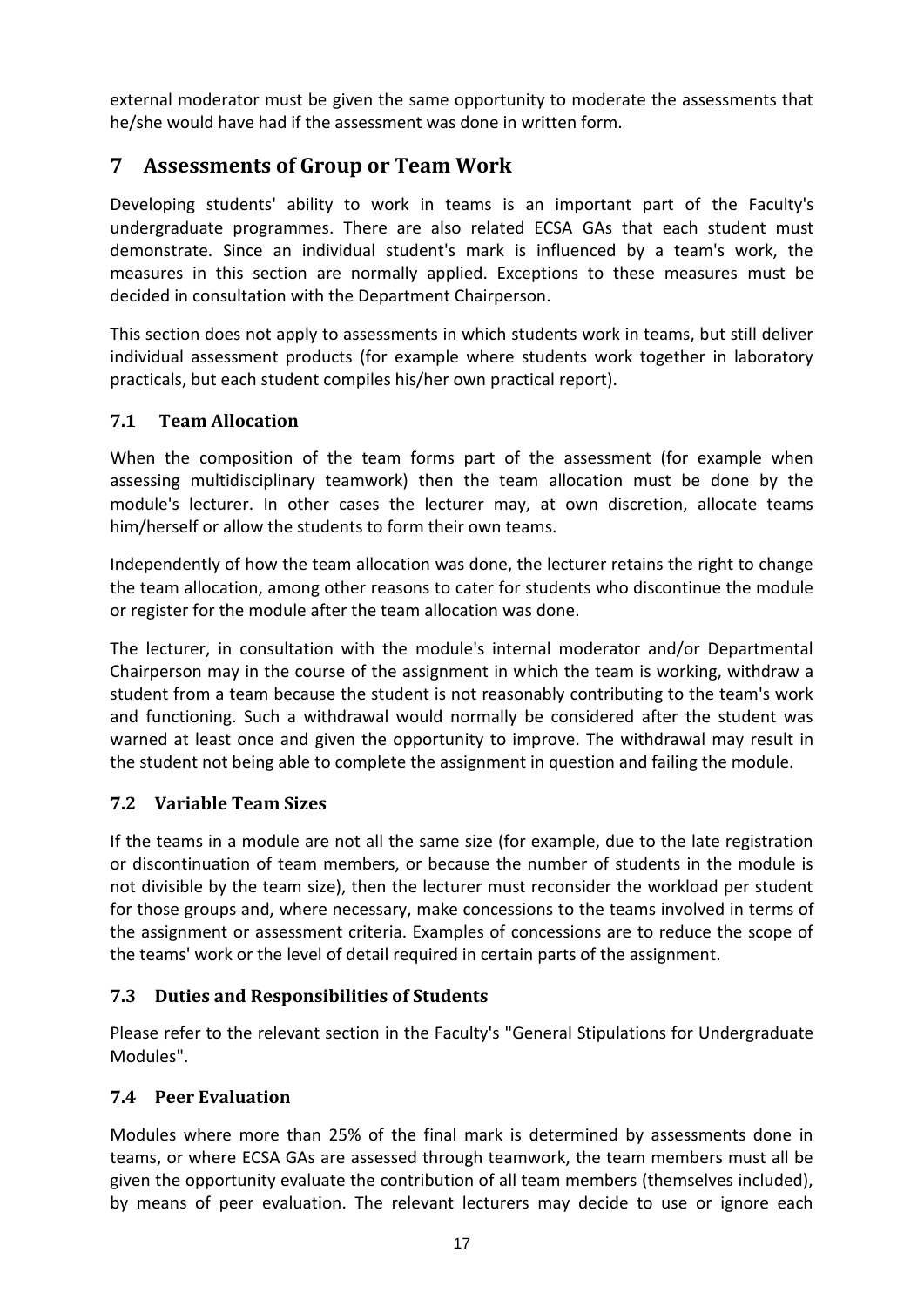external moderator must be given the same opportunity to moderate the assessments that he/she would have had if the assessment was done in written form.

# 7 Assessments of Group or Team Work

Developing students' ability to work in teams is an important part of the Faculty's undergraduate programmes. There are also related ECSA GAs that each student must demonstrate. Since an individual student's mark is influenced by a team's work, the measures in this section are normally applied. Exceptions to these measures must be decided in consultation with the Department Chairperson.

This section does not apply to assessments in which students work in teams, but still deliver individual assessment products (for example where students work together in laboratory practicals, but each student compiles his/her own practical report).

## 7.1 Team Allocation

When the composition of the team forms part of the assessment (for example when assessing multidisciplinary teamwork) then the team allocation must be done by the module's lecturer. In other cases the lecturer may, at own discretion, allocate teams him/herself or allow the students to form their own teams.

Independently of how the team allocation was done, the lecturer retains the right to change the team allocation, among other reasons to cater for students who discontinue the module or register for the module after the team allocation was done.

The lecturer, in consultation with the module's internal moderator and/or Departmental Chairperson may in the course of the assignment in which the team is working, withdraw a student from a team because the student is not reasonably contributing to the team's work and functioning. Such a withdrawal would normally be considered after the student was warned at least once and given the opportunity to improve. The withdrawal may result in the student not being able to complete the assignment in question and failing the module.

## 7.2 Variable Team Sizes

If the teams in a module are not all the same size (for example, due to the late registration or discontinuation of team members, or because the number of students in the module is not divisible by the team size), then the lecturer must reconsider the workload per student for those groups and, where necessary, make concessions to the teams involved in terms of the assignment or assessment criteria. Examples of concessions are to reduce the scope of the teams' work or the level of detail required in certain parts of the assignment.

## 7.3 Duties and Responsibilities of Students

Please refer to the relevant section in the Faculty's "General Stipulations for Undergraduate Modules".

## 7.4 Peer Evaluation

Modules where more than 25% of the final mark is determined by assessments done in teams, or where ECSA GAs are assessed through teamwork, the team members must all be given the opportunity evaluate the contribution of all team members (themselves included), by means of peer evaluation. The relevant lecturers may decide to use or ignore each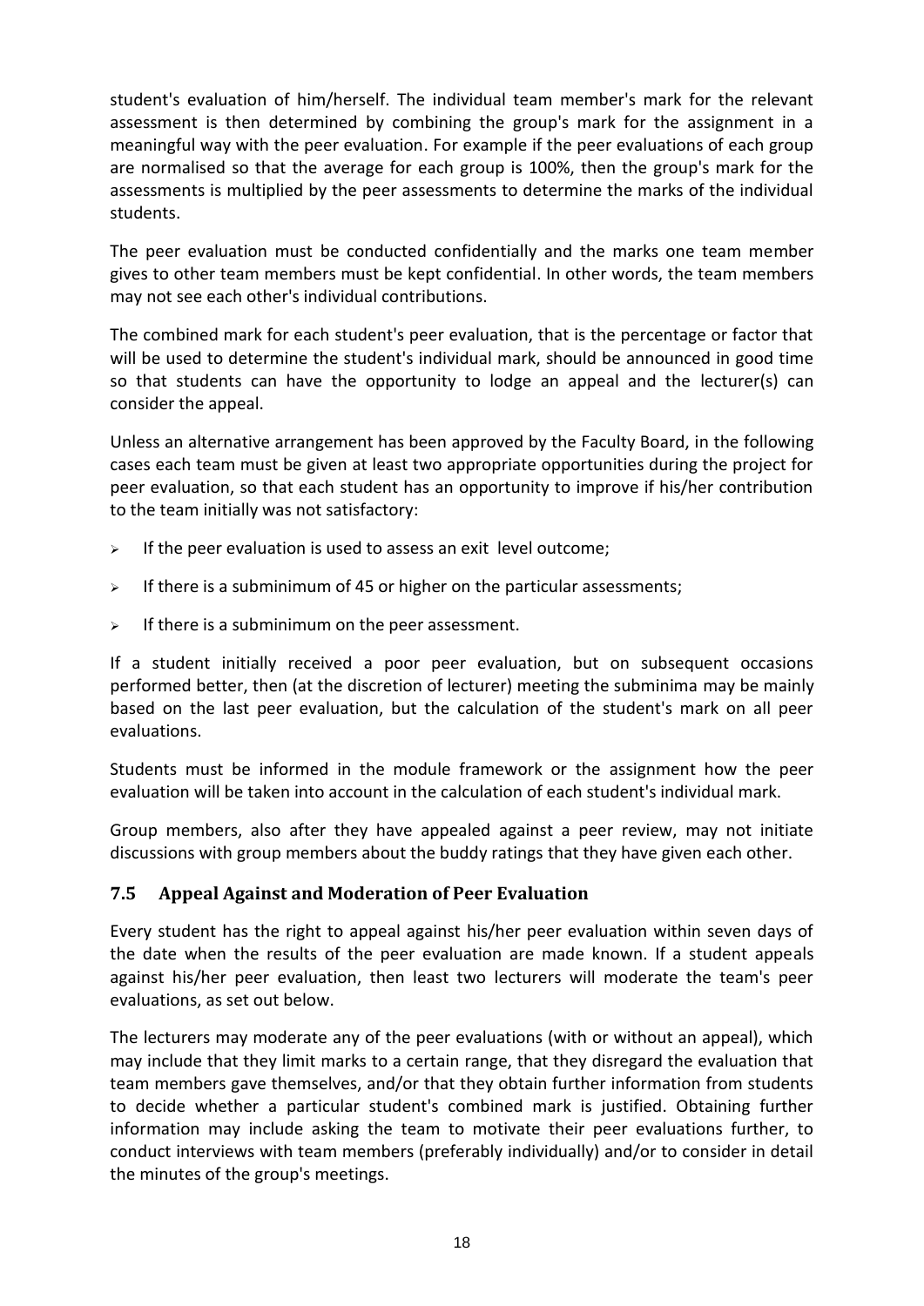student's evaluation of him/herself. The individual team member's mark for the relevant assessment is then determined by combining the group's mark for the assignment in a meaningful way with the peer evaluation. For example if the peer evaluations of each group are normalised so that the average for each group is 100%, then the group's mark for the assessments is multiplied by the peer assessments to determine the marks of the individual students.

The peer evaluation must be conducted confidentially and the marks one team member gives to other team members must be kept confidential. In other words, the team members may not see each other's individual contributions.

The combined mark for each student's peer evaluation, that is the percentage or factor that will be used to determine the student's individual mark, should be announced in good time so that students can have the opportunity to lodge an appeal and the lecturer(s) can consider the appeal.

Unless an alternative arrangement has been approved by the Faculty Board, in the following cases each team must be given at least two appropriate opportunities during the project for peer evaluation, so that each student has an opportunity to improve if his/her contribution to the team initially was not satisfactory:

- If the peer evaluation is used to assess an exit level outcome;
- If there is a subminimum of 45 or higher on the particular assessments;
- If there is a subminimum on the peer assessment.

If a student initially received a poor peer evaluation, but on subsequent occasions performed better, then (at the discretion of lecturer) meeting the subminima may be mainly based on the last peer evaluation, but the calculation of the student's mark on all peer evaluations.

Students must be informed in the module framework or the assignment how the peer evaluation will be taken into account in the calculation of each student's individual mark.

Group members, also after they have appealed against a peer review, may not initiate discussions with group members about the buddy ratings that they have given each other.

### 7.5 Appeal Against and Moderation of Peer Evaluation

Every student has the right to appeal against his/her peer evaluation within seven days of the date when the results of the peer evaluation are made known. If a student appeals against his/her peer evaluation, then least two lecturers will moderate the team's peer evaluations, as set out below.

The lecturers may moderate any of the peer evaluations (with or without an appeal), which may include that they limit marks to a certain range, that they disregard the evaluation that team members gave themselves, and/or that they obtain further information from students to decide whether a particular student's combined mark is justified. Obtaining further information may include asking the team to motivate their peer evaluations further, to conduct interviews with team members (preferably individually) and/or to consider in detail the minutes of the group's meetings.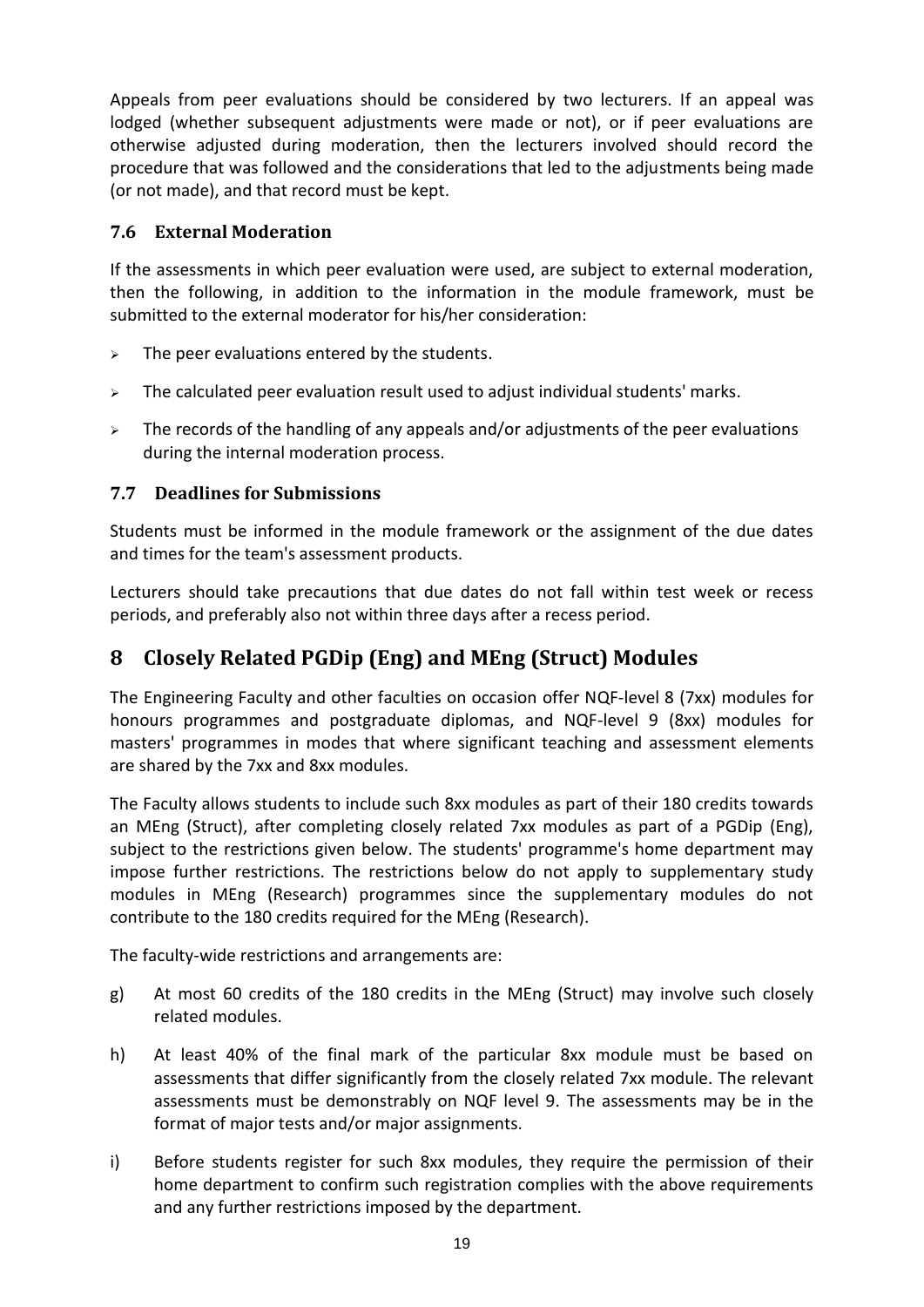Appeals from peer evaluations should be considered by two lecturers. If an appeal was lodged (whether subsequent adjustments were made or not), or if peer evaluations are otherwise adjusted during moderation, then the lecturers involved should record the procedure that was followed and the considerations that led to the adjustments being made (or not made), and that record must be kept.

### 7.6 External Moderation

If the assessments in which peer evaluation were used, are subject to external moderation, then the following, in addition to the information in the module framework, must be submitted to the external moderator for his/her consideration:

- The peer evaluations entered by the students.
- The calculated peer evaluation result used to adjust individual students' marks.
- The records of the handling of any appeals and/or adjustments of the peer evaluations during the internal moderation process.

### 7.7 Deadlines for Submissions

Students must be informed in the module framework or the assignment of the due dates and times for the team's assessment products.

Lecturers should take precautions that due dates do not fall within test week or recess periods, and preferably also not within three days after a recess period.

## 8 Closely Related PGDip (Eng) and MEng (Struct) Modules

The Engineering Faculty and other faculties on occasion offer NQF-level 8 (7xx) modules for honours programmes and postgraduate diplomas, and NQF-level 9 (8xx) modules for masters' programmes in modes that where significant teaching and assessment elements are shared by the 7xx and 8xx modules.

The Faculty allows students to include such 8xx modules as part of their 180 credits towards an MEng (Struct), after completing closely related 7xx modules as part of a PGDip (Eng), subject to the restrictions given below. The students' programme's home department may impose further restrictions. The restrictions below do not apply to supplementary study modules in MEng (Research) programmes since the supplementary modules do not contribute to the 180 credits required for the MEng (Research).

The faculty-wide restrictions and arrangements are:

g) At most 60 credits of the 180 credits in the MEng (Struct) may involve such closely related modules.

h) At least 40% of the final mark of the particular 8xx module must be based on assessments that differ significantly from the closely related 7xx module. The relevant assessments must be demonstrably on NQF level 9. The assessments may be in the format of major tests and/or major assignments.

i) Before students register for such 8xx modules, they require the permission of their home department to confirm such registration complies with the above requirements and any further restrictions imposed by the department.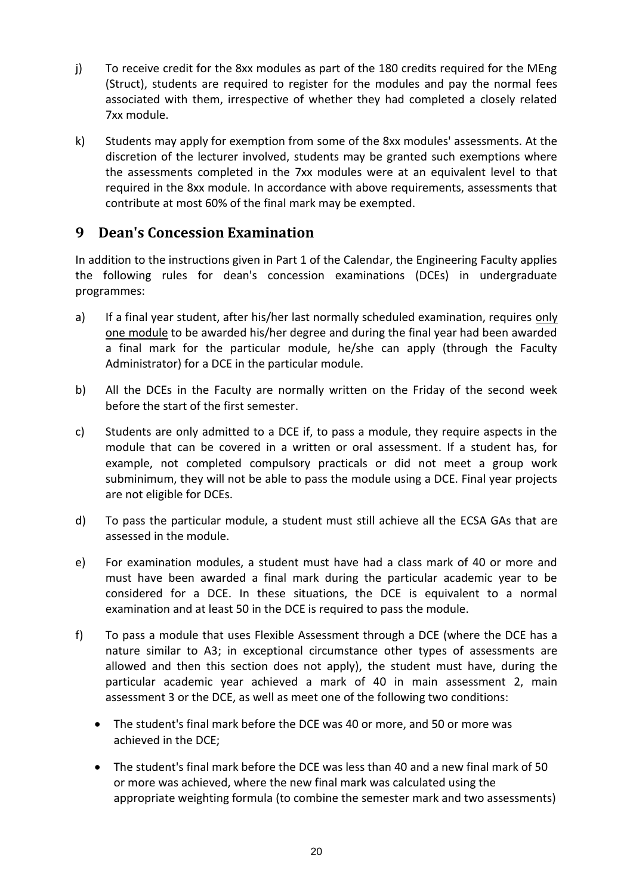j) To receive credit for the 8xx modules as part of the 180 credits required for the MEng (Struct), students are required to register for the modules and pay the normal fees associated with them, irrespective of whether they had completed a closely related 7xx module.

k) Students may apply for exemption from some of the 8xx modules' assessments. At the discretion of the lecturer involved, students may be granted such exemptions where the assessments completed in the 7xx modules were at an equivalent level to that required in the 8xx module. In accordance with above requirements, assessments that contribute at most 60% of the final mark may be exempted.

# 9 Dean's Concession Examination

In addition to the instructions given in Part 1 of the Calendar, the Engineering Faculty applies the following rules for dean's concession examinations (DCEs) in undergraduate programmes:

a) If a final year student, after his/her last normally scheduled examination, requires <u>only one module</u> to be awarded his/her degree and during the final year had been awarded a final mark for the particular module, he/she can apply (through the Faculty Administrator) for a DCE in the particular module.

b) All the DCEs in the Faculty are normally written on the Friday of the second week before the start of the first semester.

c) Students are only admitted to a DCE if, to pass a module, they require aspects in the module that can be covered in a written or oral assessment. If a student has, for example, not completed compulsory practicals or did not meet a group work subminimum, they will not be able to pass the module using a DCE. Final year projects are not eligible for DCEs.

d) To pass the particular module, a student must still achieve all the ECSA GAs that are assessed in the module.

e) For examination modules, a student must have had a class mark of 40 or more and must have been awarded a final mark during the particular academic year to be considered for a DCE. In these situations, the DCE is equivalent to a normal examination and at least 50 in the DCE is required to pass the module.

f) To pass a module that uses Flexible Assessment through a DCE (where the DCE has a nature similar to A3; in exceptional circumstance other types of assessments are allowed and then this section does not apply), the student must have, during the particular academic year achieved a mark of 40 in main assessment 2, main assessment 3 or the DCE, as well as meet one of the following two conditions:

   - The student's final mark before the DCE was 40 or more, and 50 or more was achieved in the DCE;
   - The student's final mark before the DCE was less than 40 and a new final mark of 50 or more was achieved, where the new final mark was calculated using the appropriate weighting formula (to combine the semester mark and two assessments)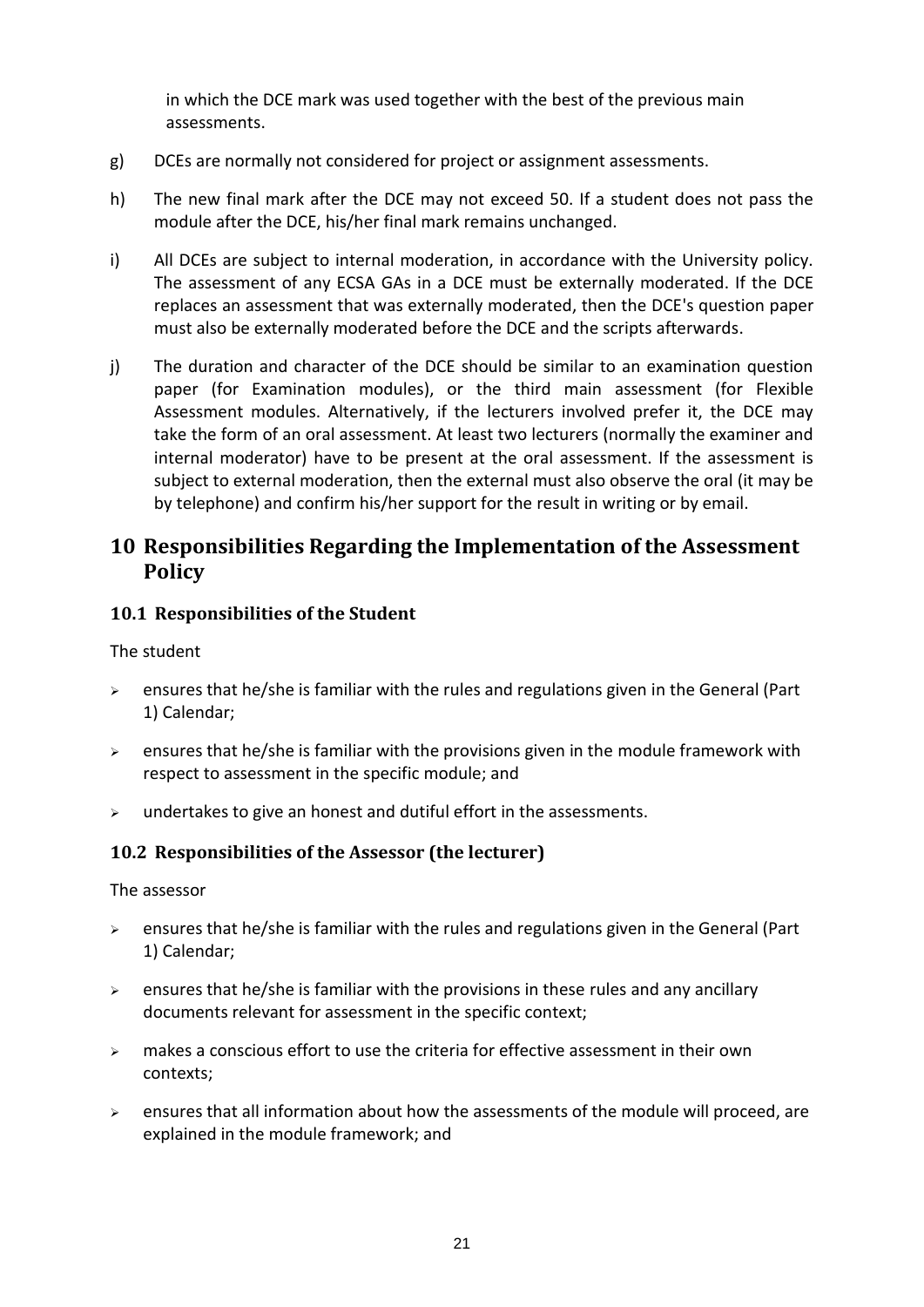in which the DCE mark was used together with the best of the previous main assessments.

g) DCEs are normally not considered for project or assignment assessments.

h) The new final mark after the DCE may not exceed 50. If a student does not pass the module after the DCE, his/her final mark remains unchanged.

i) All DCEs are subject to internal moderation, in accordance with the University policy. The assessment of any ECSA GAs in a DCE must be externally moderated. If the DCE replaces an assessment that was externally moderated, then the DCE's question paper must also be externally moderated before the DCE and the scripts afterwards.

j) The duration and character of the DCE should be similar to an examination question paper (for Examination modules), or the third main assessment (for Flexible Assessment modules. Alternatively, if the lecturers involved prefer it, the DCE may take the form of an oral assessment. At least two lecturers (normally the examiner and internal moderator) have to be present at the oral assessment. If the assessment is subject to external moderation, then the external must also observe the oral (it may be by telephone) and confirm his/her support for the result in writing or by email.

# 10 Responsibilities Regarding the Implementation of the Assessment Policy

## 10.1 Responsibilities of the Student

The student

- ensures that he/she is familiar with the rules and regulations given in the General (Part 1) Calendar;
- ensures that he/she is familiar with the provisions given in the module framework with respect to assessment in the specific module; and
- undertakes to give an honest and dutiful effort in the assessments.

## 10.2 Responsibilities of the Assessor (the lecturer)

The assessor

- ensures that he/she is familiar with the rules and regulations given in the General (Part 1) Calendar;
- ensures that he/she is familiar with the provisions in these rules and any ancillary documents relevant for assessment in the specific context;
- makes a conscious effort to use the criteria for effective assessment in their own contexts;
- ensures that all information about how the assessments of the module will proceed, are explained in the module framework; and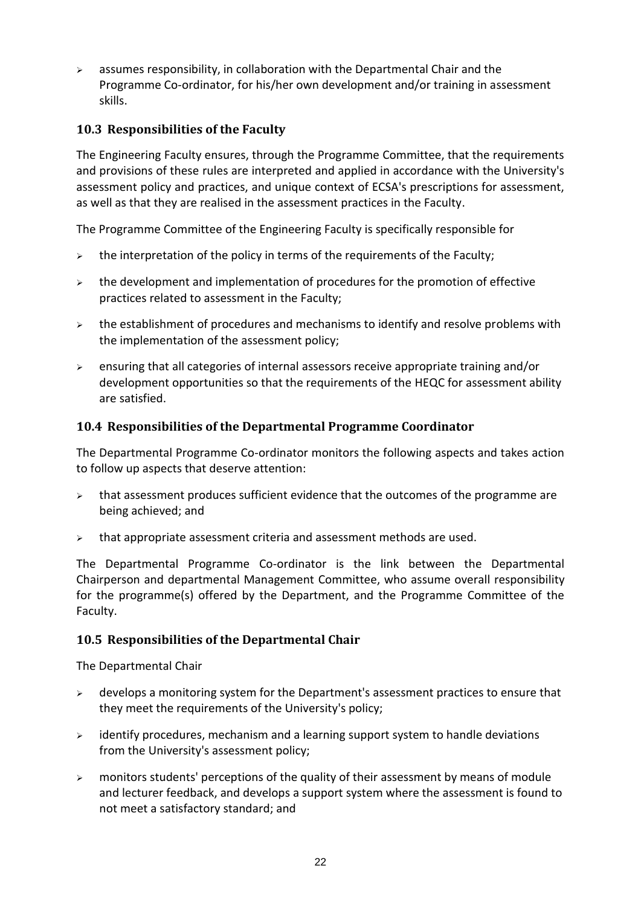- assumes responsibility, in collaboration with the Departmental Chair and the Programme Co-ordinator, for his/her own development and/or training in assessment skills.

### 10.3 Responsibilities of the Faculty

The Engineering Faculty ensures, through the Programme Committee, that the requirements and provisions of these rules are interpreted and applied in accordance with the University's assessment policy and practices, and unique context of ECSA's prescriptions for assessment, as well as that they are realised in the assessment practices in the Faculty.

The Programme Committee of the Engineering Faculty is specifically responsible for

- the interpretation of the policy in terms of the requirements of the Faculty;
- the development and implementation of procedures for the promotion of effective practices related to assessment in the Faculty;
- the establishment of procedures and mechanisms to identify and resolve problems with the implementation of the assessment policy;
- ensuring that all categories of internal assessors receive appropriate training and/or development opportunities so that the requirements of the HEQC for assessment ability are satisfied.

### 10.4 Responsibilities of the Departmental Programme Coordinator

The Departmental Programme Co-ordinator monitors the following aspects and takes action to follow up aspects that deserve attention:

- that assessment produces sufficient evidence that the outcomes of the programme are being achieved; and
- that appropriate assessment criteria and assessment methods are used.

The Departmental Programme Co-ordinator is the link between the Departmental Chairperson and departmental Management Committee, who assume overall responsibility for the programme(s) offered by the Department, and the Programme Committee of the Faculty.

### 10.5 Responsibilities of the Departmental Chair

The Departmental Chair

- develops a monitoring system for the Department's assessment practices to ensure that they meet the requirements of the University's policy;
- identify procedures, mechanism and a learning support system to handle deviations from the University's assessment policy;
- monitors students' perceptions of the quality of their assessment by means of module and lecturer feedback, and develops a support system where the assessment is found to not meet a satisfactory standard; and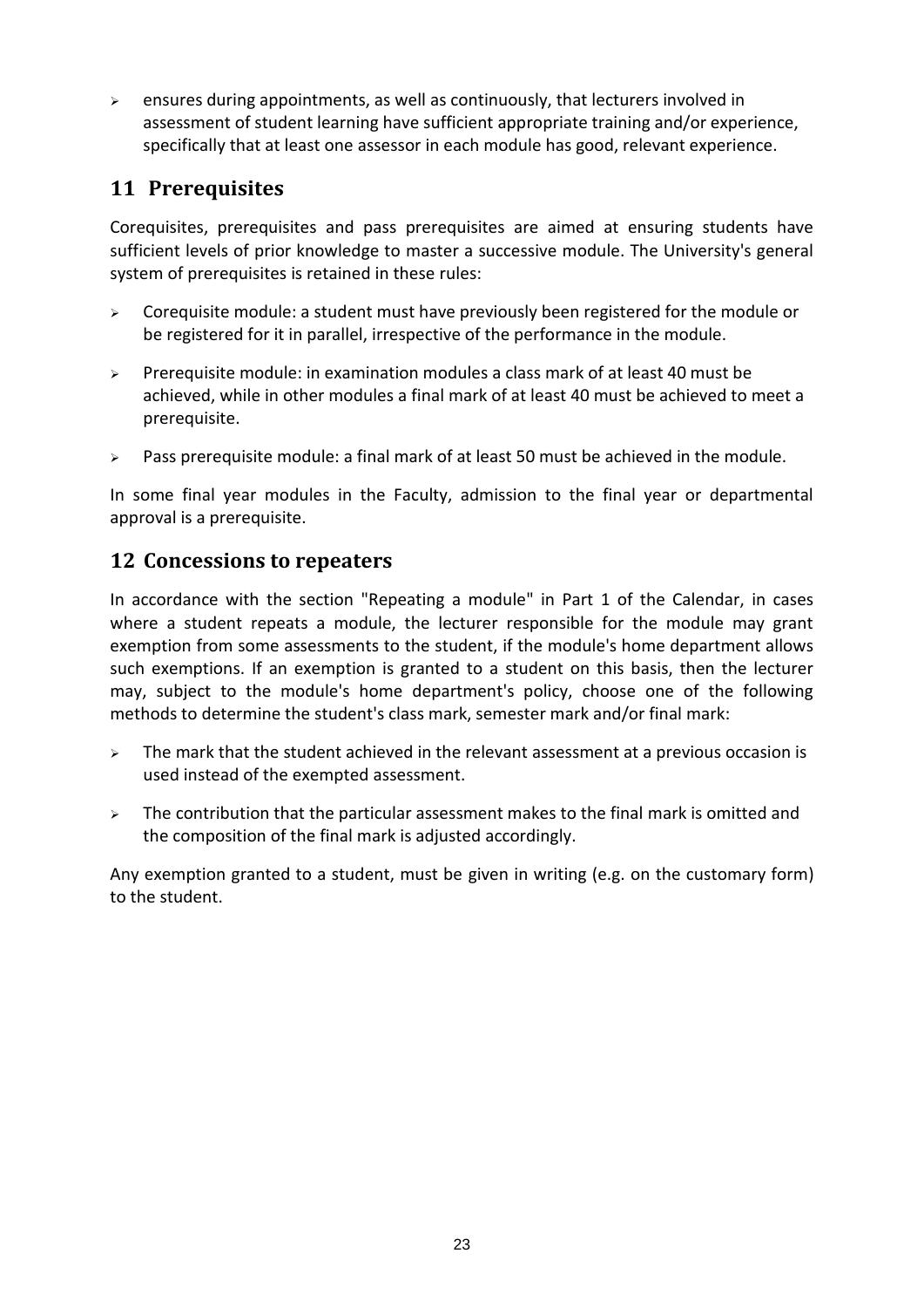- ensures during appointments, as well as continuously, that lecturers involved in assessment of student learning have sufficient appropriate training and/or experience, specifically that at least one assessor in each module has good, relevant experience.

## 11 Prerequisites

Corequisites, prerequisites and pass prerequisites are aimed at ensuring students have sufficient levels of prior knowledge to master a successive module. The University's general system of prerequisites is retained in these rules:

- Corequisite module: a student must have previously been registered for the module or be registered for it in parallel, irrespective of the performance in the module.
- Prerequisite module: in examination modules a class mark of at least 40 must be achieved, while in other modules a final mark of at least 40 must be achieved to meet a prerequisite.
- Pass prerequisite module: a final mark of at least 50 must be achieved in the module.

In some final year modules in the Faculty, admission to the final year or departmental approval is a prerequisite.

## 12 Concessions to repeaters

In accordance with the section "Repeating a module" in Part 1 of the Calendar, in cases where a student repeats a module, the lecturer responsible for the module may grant exemption from some assessments to the student, if the module's home department allows such exemptions. If an exemption is granted to a student on this basis, then the lecturer may, subject to the module's home department's policy, choose one of the following methods to determine the student's class mark, semester mark and/or final mark:

- The mark that the student achieved in the relevant assessment at a previous occasion is used instead of the exempted assessment.
- The contribution that the particular assessment makes to the final mark is omitted and the composition of the final mark is adjusted accordingly.

Any exemption granted to a student, must be given in writing (e.g. on the customary form) to the student.